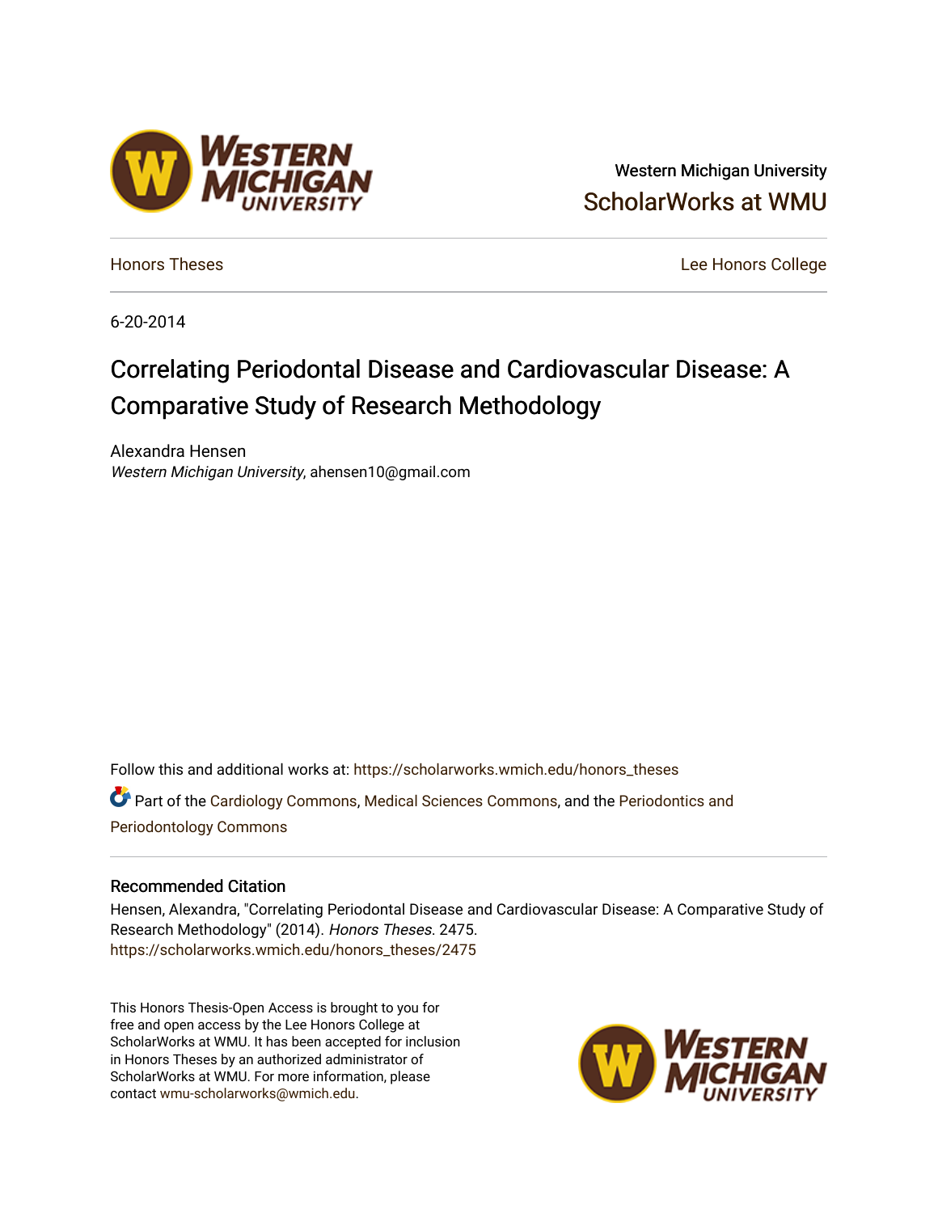Western Michigan University

ScholarWorks at WMU

Honors Theses

Lee Honors College

6-20-2014

# Correlating Periodontal Disease and Cardiovascular Disease: A Comparative Study of Research Methodology

Alexandra Hensen

*Western Michigan University*, ahensen10@gmail.com

Follow this and additional works at: https://scholarworks.wmich.edu/honors_theses

Part of the Cardiology Commons, Medical Sciences Commons, and the Periodontics and Periodontology Commons

## Recommended Citation

Hensen, Alexandra, "Correlating Periodontal Disease and Cardiovascular Disease: A Comparative Study of Research Methodology" (2014). *Honors Theses*. 2475.
https://scholarworks.wmich.edu/honors_theses/2475

This Honors Thesis-Open Access is brought to you for free and open access by the Lee Honors College at ScholarWorks at WMU. It has been accepted for inclusion in Honors Theses by an authorized administrator of ScholarWorks at WMU. For more information, please contact wmu-scholarworks@wmich.edu.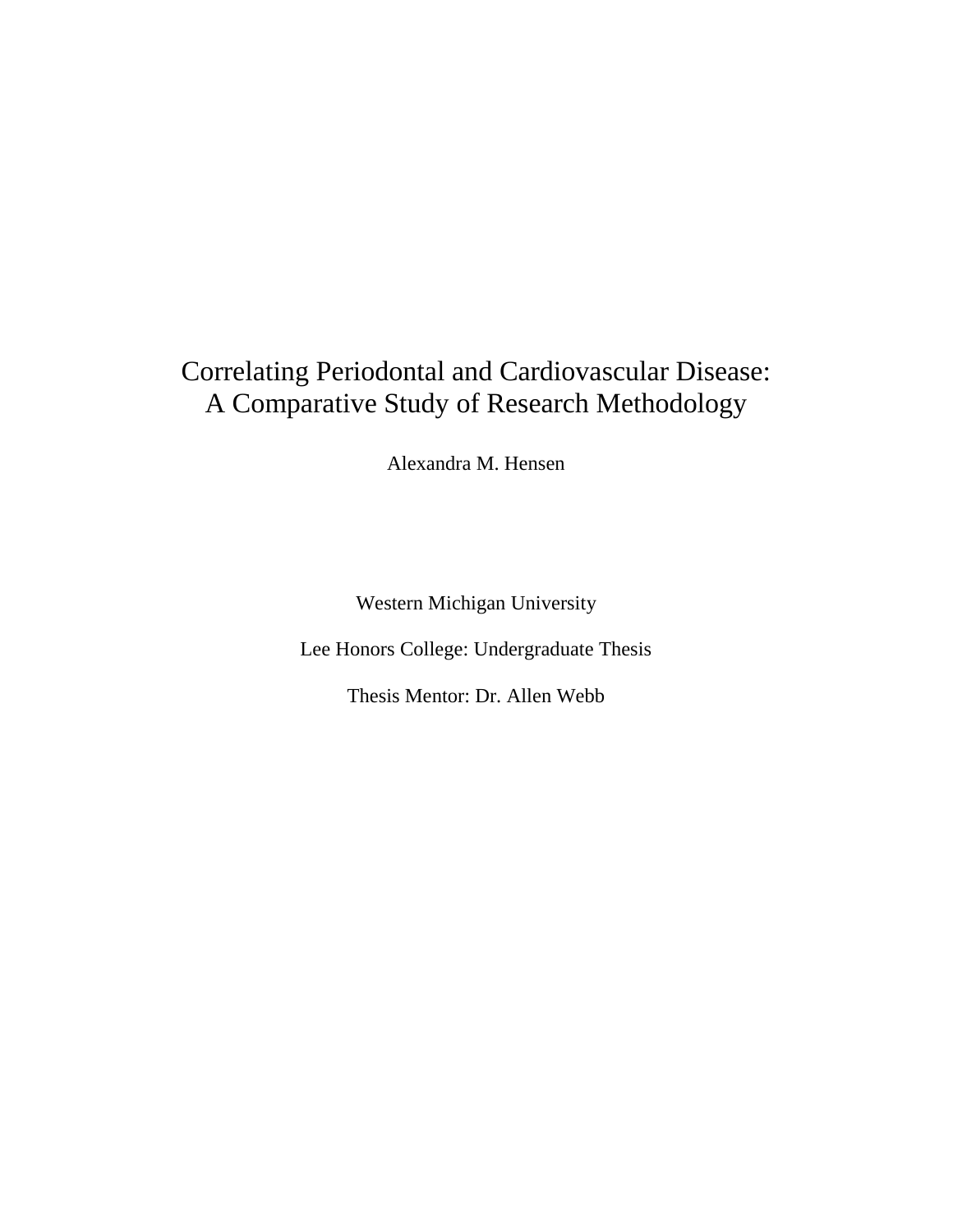# Correlating Periodontal and Cardiovascular Disease: A Comparative Study of Research Methodology

Alexandra M. Hensen

Western Michigan University

Lee Honors College: Undergraduate Thesis

Thesis Mentor: Dr. Allen Webb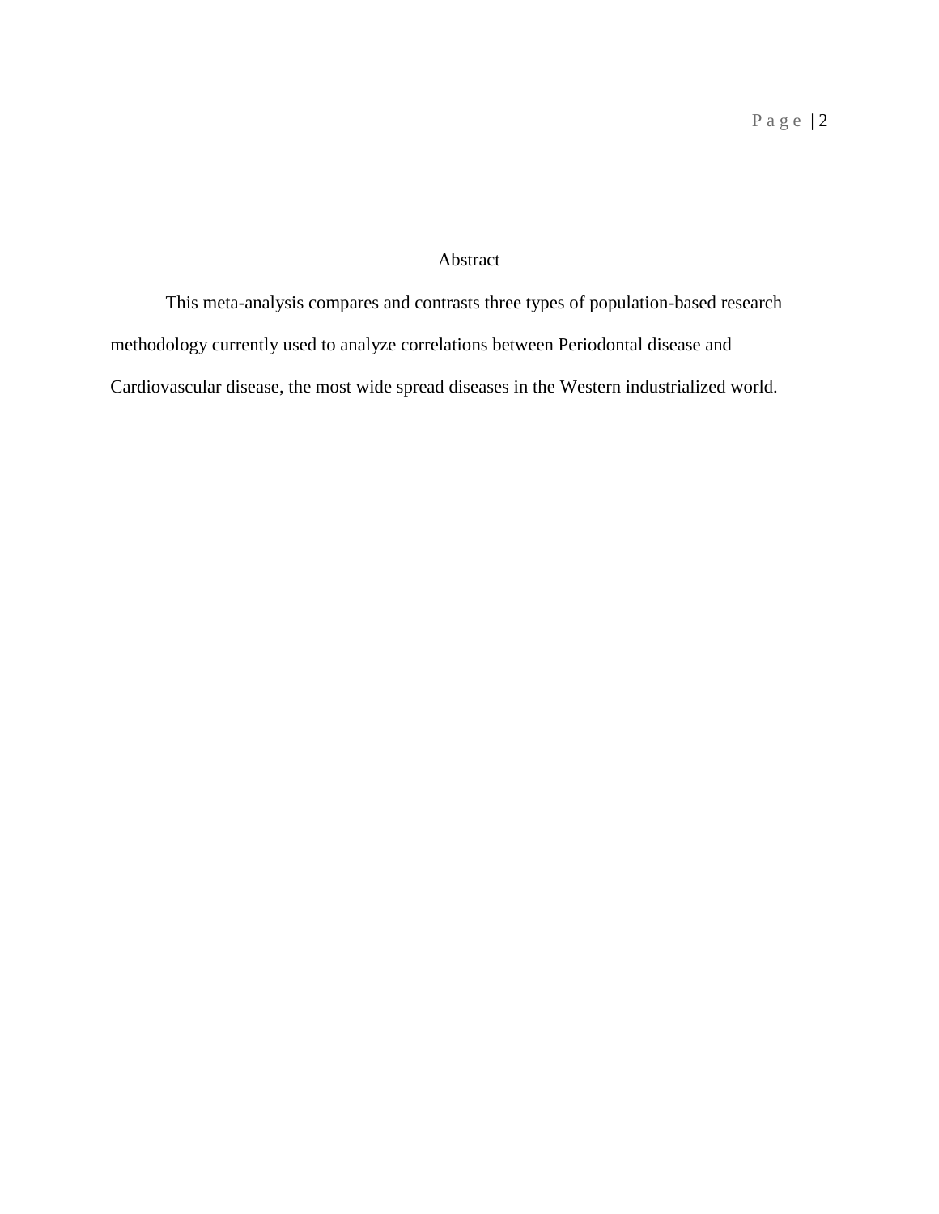# Abstract

This meta-analysis compares and contrasts three types of population-based research methodology currently used to analyze correlations between Periodontal disease and Cardiovascular disease, the most wide spread diseases in the Western industrialized world.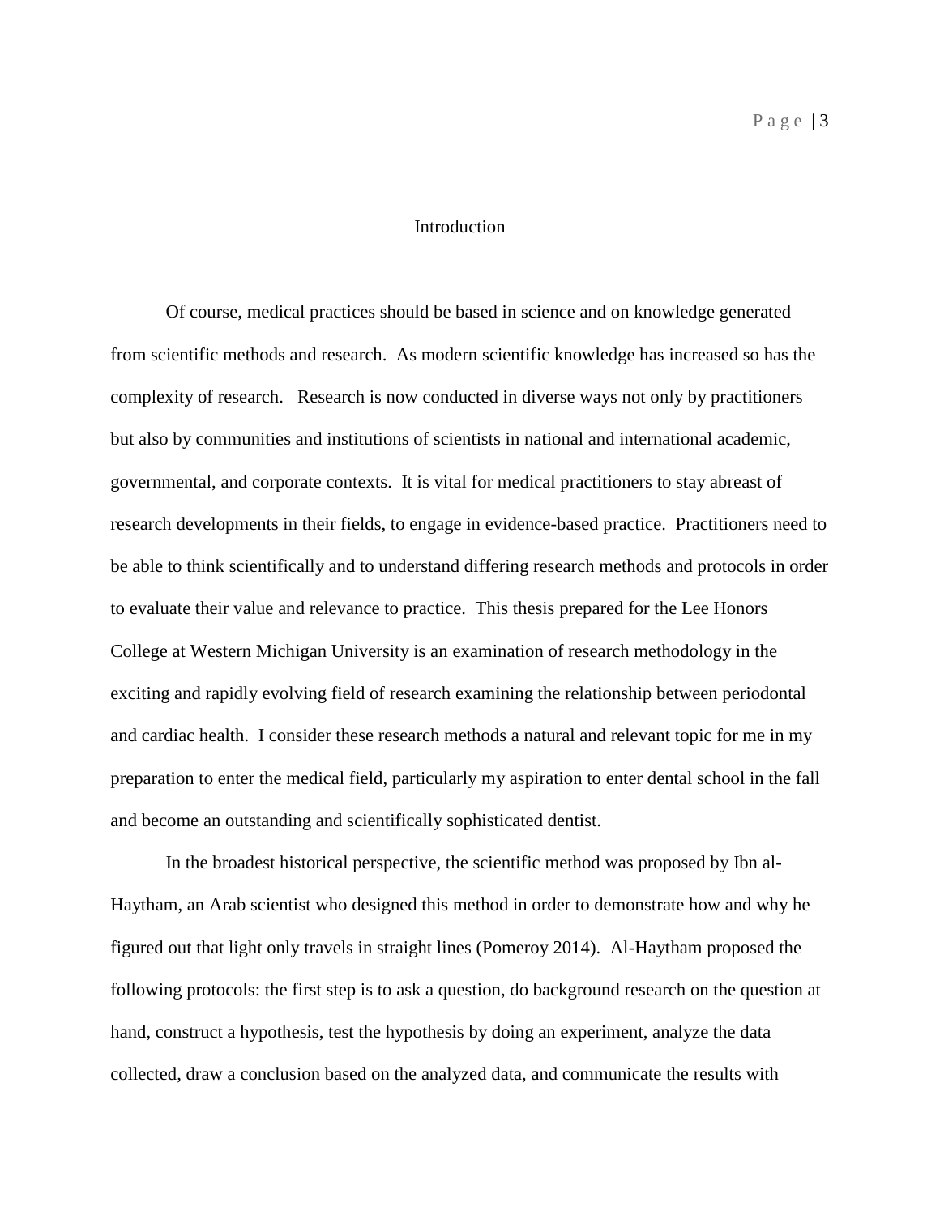# Introduction

Of course, medical practices should be based in science and on knowledge generated from scientific methods and research. As modern scientific knowledge has increased so has the complexity of research. Research is now conducted in diverse ways not only by practitioners but also by communities and institutions of scientists in national and international academic, governmental, and corporate contexts. It is vital for medical practitioners to stay abreast of research developments in their fields, to engage in evidence-based practice. Practitioners need to be able to think scientifically and to understand differing research methods and protocols in order to evaluate their value and relevance to practice. This thesis prepared for the Lee Honors College at Western Michigan University is an examination of research methodology in the exciting and rapidly evolving field of research examining the relationship between periodontal and cardiac health. I consider these research methods a natural and relevant topic for me in my preparation to enter the medical field, particularly my aspiration to enter dental school in the fall and become an outstanding and scientifically sophisticated dentist.

In the broadest historical perspective, the scientific method was proposed by Ibn al-Haytham, an Arab scientist who designed this method in order to demonstrate how and why he figured out that light only travels in straight lines (Pomeroy 2014). Al-Haytham proposed the following protocols: the first step is to ask a question, do background research on the question at hand, construct a hypothesis, test the hypothesis by doing an experiment, analyze the data collected, draw a conclusion based on the analyzed data, and communicate the results with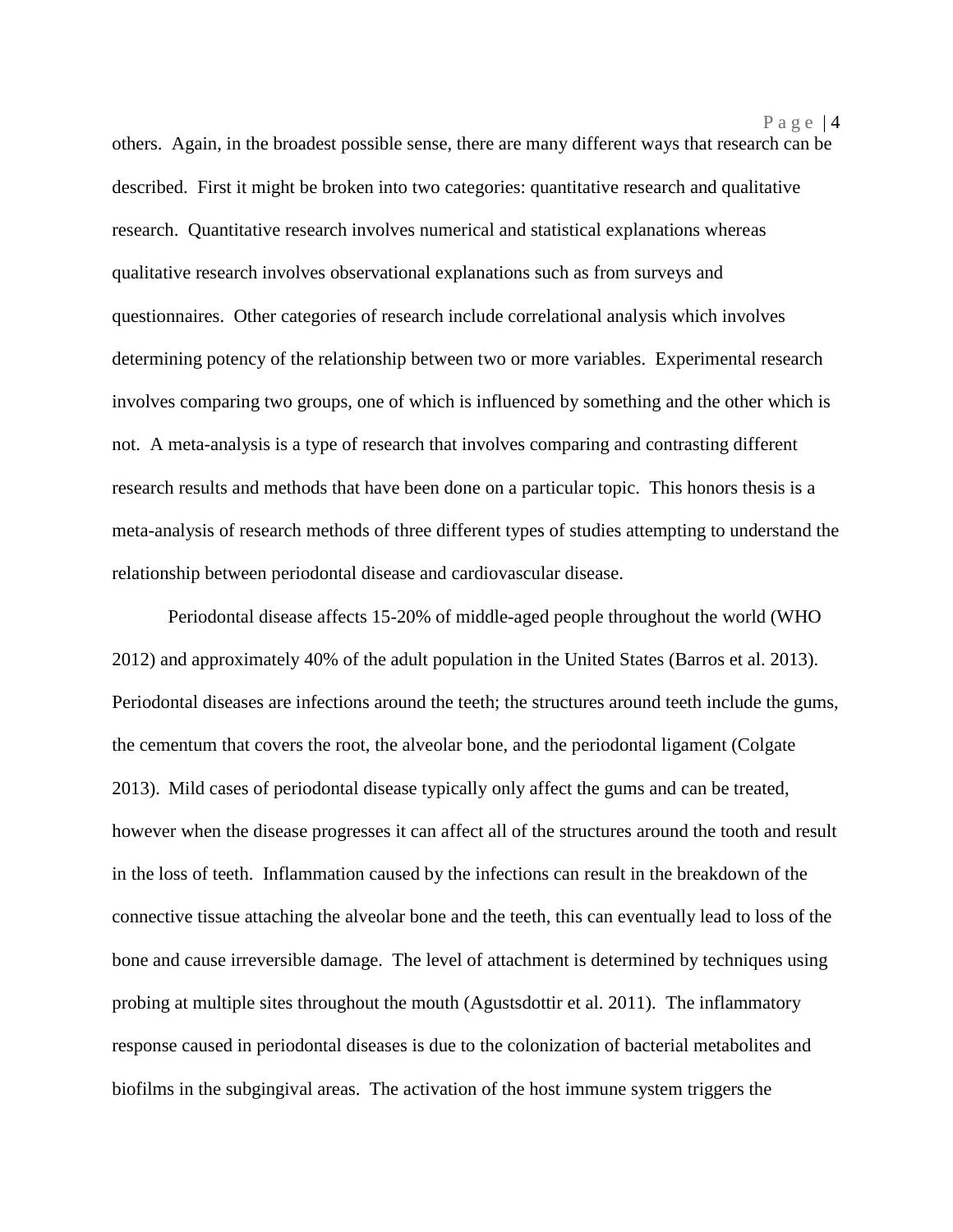others. Again, in the broadest possible sense, there are many different ways that research can be described. First it might be broken into two categories: quantitative research and qualitative research. Quantitative research involves numerical and statistical explanations whereas qualitative research involves observational explanations such as from surveys and questionnaires. Other categories of research include correlational analysis which involves determining potency of the relationship between two or more variables. Experimental research involves comparing two groups, one of which is influenced by something and the other which is not. A meta-analysis is a type of research that involves comparing and contrasting different research results and methods that have been done on a particular topic. This honors thesis is a meta-analysis of research methods of three different types of studies attempting to understand the relationship between periodontal disease and cardiovascular disease.

Periodontal disease affects 15-20% of middle-aged people throughout the world (WHO 2012) and approximately 40% of the adult population in the United States (Barros et al. 2013). Periodontal diseases are infections around the teeth; the structures around teeth include the gums, the cementum that covers the root, the alveolar bone, and the periodontal ligament (Colgate 2013). Mild cases of periodontal disease typically only affect the gums and can be treated, however when the disease progresses it can affect all of the structures around the tooth and result in the loss of teeth. Inflammation caused by the infections can result in the breakdown of the connective tissue attaching the alveolar bone and the teeth, this can eventually lead to loss of the bone and cause irreversible damage. The level of attachment is determined by techniques using probing at multiple sites throughout the mouth (Agustsdottir et al. 2011). The inflammatory response caused in periodontal diseases is due to the colonization of bacterial metabolites and biofilms in the subgingival areas. The activation of the host immune system triggers the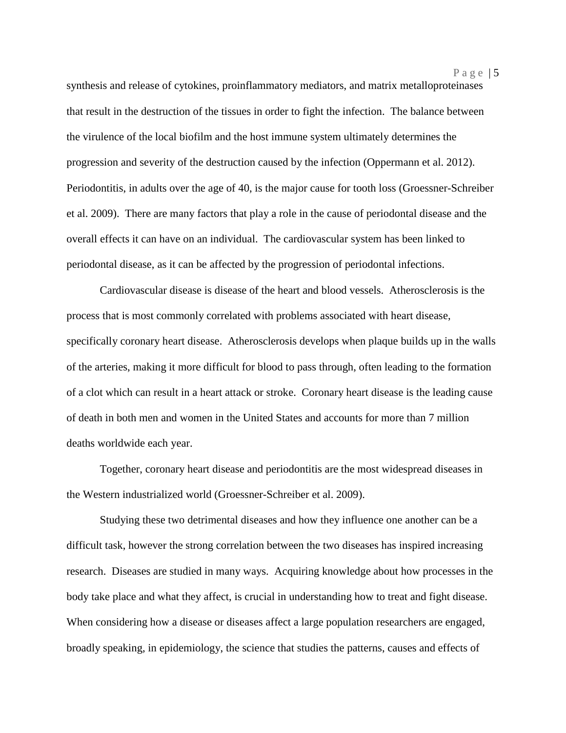synthesis and release of cytokines, proinflammatory mediators, and matrix metalloproteinases that result in the destruction of the tissues in order to fight the infection. The balance between the virulence of the local biofilm and the host immune system ultimately determines the progression and severity of the destruction caused by the infection (Oppermann et al. 2012). Periodontitis, in adults over the age of 40, is the major cause for tooth loss (Groessner-Schreiber et al. 2009). There are many factors that play a role in the cause of periodontal disease and the overall effects it can have on an individual. The cardiovascular system has been linked to periodontal disease, as it can be affected by the progression of periodontal infections.

Cardiovascular disease is disease of the heart and blood vessels. Atherosclerosis is the process that is most commonly correlated with problems associated with heart disease, specifically coronary heart disease. Atherosclerosis develops when plaque builds up in the walls of the arteries, making it more difficult for blood to pass through, often leading to the formation of a clot which can result in a heart attack or stroke. Coronary heart disease is the leading cause of death in both men and women in the United States and accounts for more than 7 million deaths worldwide each year.

Together, coronary heart disease and periodontitis are the most widespread diseases in the Western industrialized world (Groessner-Schreiber et al. 2009).

Studying these two detrimental diseases and how they influence one another can be a difficult task, however the strong correlation between the two diseases has inspired increasing research. Diseases are studied in many ways. Acquiring knowledge about how processes in the body take place and what they affect, is crucial in understanding how to treat and fight disease. When considering how a disease or diseases affect a large population researchers are engaged, broadly speaking, in epidemiology, the science that studies the patterns, causes and effects of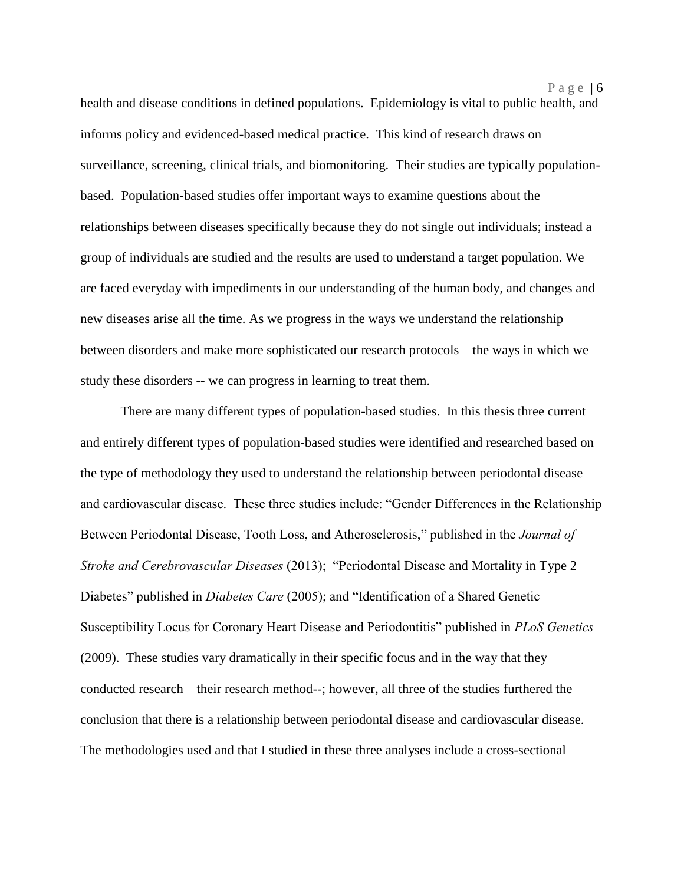health and disease conditions in defined populations. Epidemiology is vital to public health, and informs policy and evidenced-based medical practice. This kind of research draws on surveillance, screening, clinical trials, and biomonitoring. Their studies are typically population-based. Population-based studies offer important ways to examine questions about the relationships between diseases specifically because they do not single out individuals; instead a group of individuals are studied and the results are used to understand a target population. We are faced everyday with impediments in our understanding of the human body, and changes and new diseases arise all the time. As we progress in the ways we understand the relationship between disorders and make more sophisticated our research protocols – the ways in which we study these disorders -- we can progress in learning to treat them.

There are many different types of population-based studies. In this thesis three current and entirely different types of population-based studies were identified and researched based on the type of methodology they used to understand the relationship between periodontal disease and cardiovascular disease. These three studies include: "Gender Differences in the Relationship Between Periodontal Disease, Tooth Loss, and Atherosclerosis," published in the *Journal of Stroke and Cerebrovascular Diseases* (2013); "Periodontal Disease and Mortality in Type 2 Diabetes" published in *Diabetes Care* (2005); and "Identification of a Shared Genetic Susceptibility Locus for Coronary Heart Disease and Periodontitis" published in *PLoS Genetics* (2009). These studies vary dramatically in their specific focus and in the way that they conducted research – their research method--; however, all three of the studies furthered the conclusion that there is a relationship between periodontal disease and cardiovascular disease. The methodologies used and that I studied in these three analyses include a cross-sectional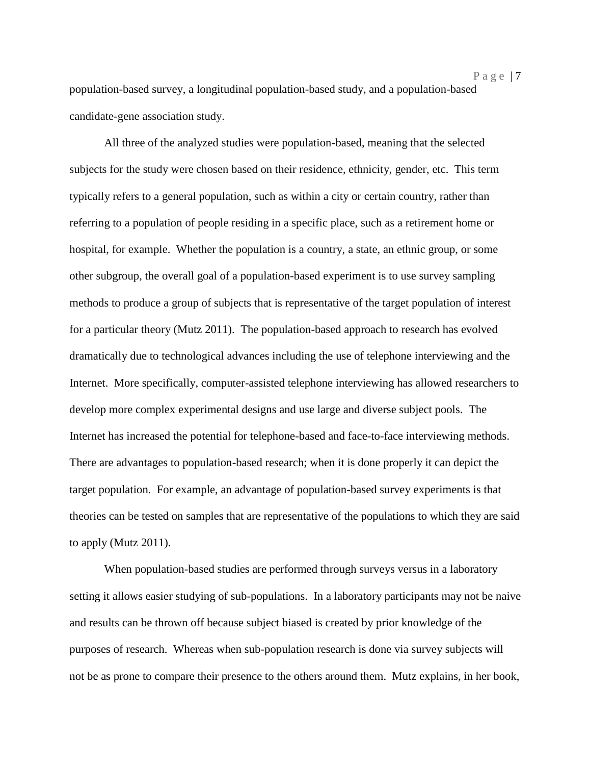population-based survey, a longitudinal population-based study, and a population-based candidate-gene association study.

All three of the analyzed studies were population-based, meaning that the selected subjects for the study were chosen based on their residence, ethnicity, gender, etc. This term typically refers to a general population, such as within a city or certain country, rather than referring to a population of people residing in a specific place, such as a retirement home or hospital, for example. Whether the population is a country, a state, an ethnic group, or some other subgroup, the overall goal of a population-based experiment is to use survey sampling methods to produce a group of subjects that is representative of the target population of interest for a particular theory (Mutz 2011). The population-based approach to research has evolved dramatically due to technological advances including the use of telephone interviewing and the Internet. More specifically, computer-assisted telephone interviewing has allowed researchers to develop more complex experimental designs and use large and diverse subject pools. The Internet has increased the potential for telephone-based and face-to-face interviewing methods. There are advantages to population-based research; when it is done properly it can depict the target population. For example, an advantage of population-based survey experiments is that theories can be tested on samples that are representative of the populations to which they are said to apply (Mutz 2011).

When population-based studies are performed through surveys versus in a laboratory setting it allows easier studying of sub-populations. In a laboratory participants may not be naive and results can be thrown off because subject biased is created by prior knowledge of the purposes of research. Whereas when sub-population research is done via survey subjects will not be as prone to compare their presence to the others around them. Mutz explains, in her book,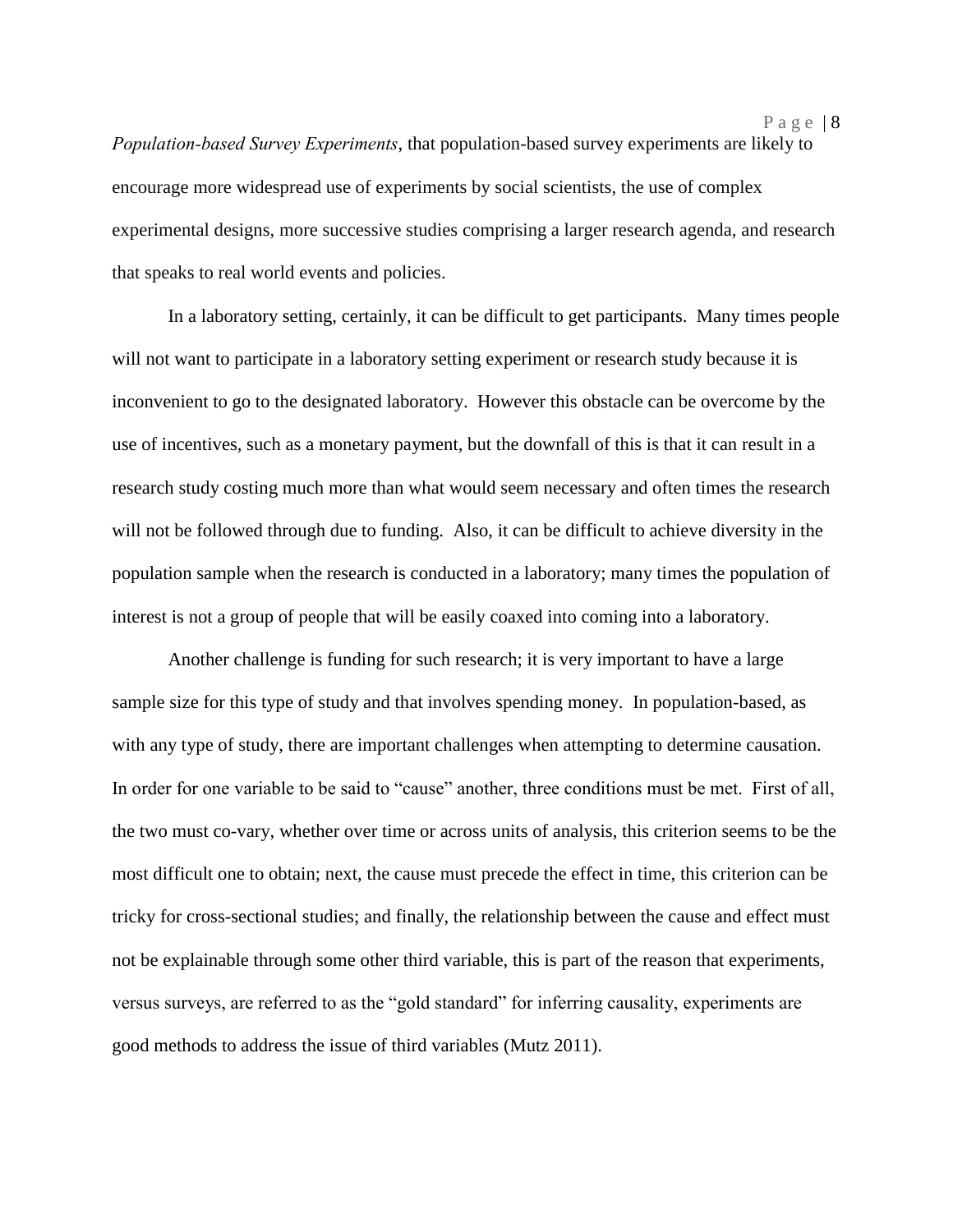*Population-based Survey Experiments*, that population-based survey experiments are likely to encourage more widespread use of experiments by social scientists, the use of complex experimental designs, more successive studies comprising a larger research agenda, and research that speaks to real world events and policies.

In a laboratory setting, certainly, it can be difficult to get participants. Many times people will not want to participate in a laboratory setting experiment or research study because it is inconvenient to go to the designated laboratory. However this obstacle can be overcome by the use of incentives, such as a monetary payment, but the downfall of this is that it can result in a research study costing much more than what would seem necessary and often times the research will not be followed through due to funding. Also, it can be difficult to achieve diversity in the population sample when the research is conducted in a laboratory; many times the population of interest is not a group of people that will be easily coaxed into coming into a laboratory.

Another challenge is funding for such research; it is very important to have a large sample size for this type of study and that involves spending money. In population-based, as with any type of study, there are important challenges when attempting to determine causation. In order for one variable to be said to "cause" another, three conditions must be met. First of all, the two must co-vary, whether over time or across units of analysis, this criterion seems to be the most difficult one to obtain; next, the cause must precede the effect in time, this criterion can be tricky for cross-sectional studies; and finally, the relationship between the cause and effect must not be explainable through some other third variable, this is part of the reason that experiments, versus surveys, are referred to as the "gold standard" for inferring causality, experiments are good methods to address the issue of third variables (Mutz 2011).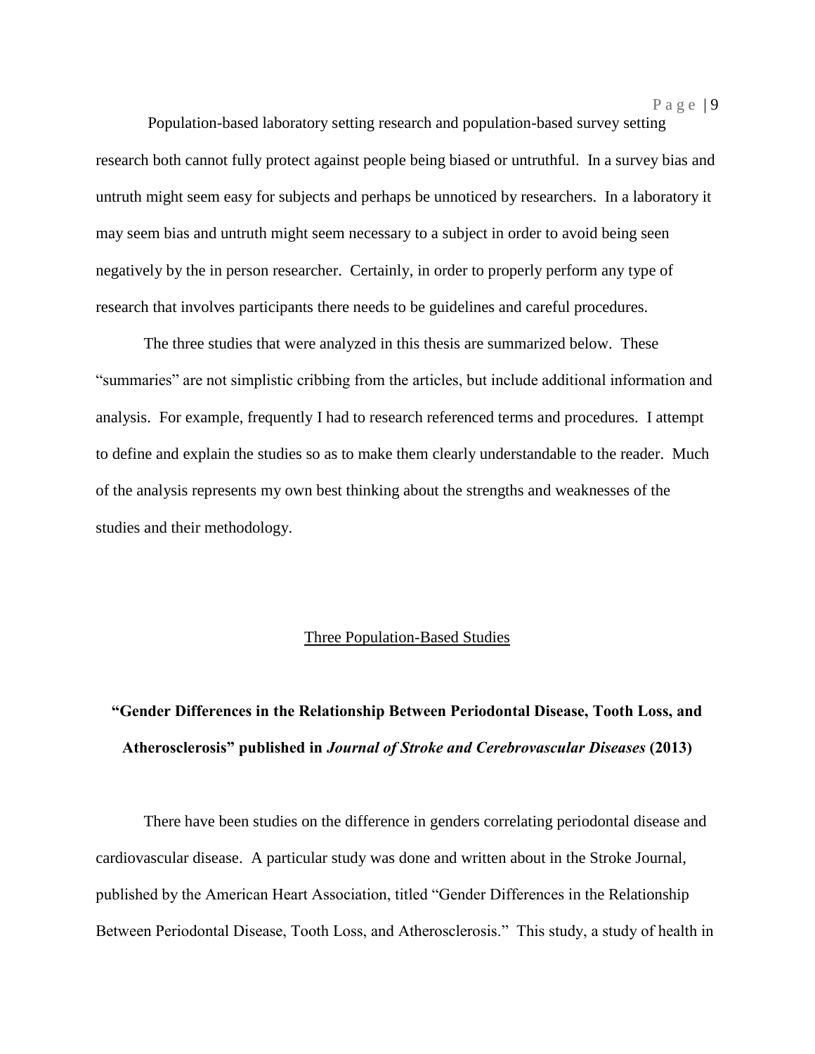Population-based laboratory setting research and population-based survey setting research both cannot fully protect against people being biased or untruthful. In a survey bias and untruth might seem easy for subjects and perhaps be unnoticed by researchers. In a laboratory it may seem bias and untruth might seem necessary to a subject in order to avoid being seen negatively by the in person researcher. Certainly, in order to properly perform any type of research that involves participants there needs to be guidelines and careful procedures.

The three studies that were analyzed in this thesis are summarized below. These "summaries" are not simplistic cribbing from the articles, but include additional information and analysis. For example, frequently I had to research referenced terms and procedures. I attempt to define and explain the studies so as to make them clearly understandable to the reader. Much of the analysis represents my own best thinking about the strengths and weaknesses of the studies and their methodology.

## Three Population-Based Studies

### "Gender Differences in the Relationship Between Periodontal Disease, Tooth Loss, and Atherosclerosis" published in *Journal of Stroke and Cerebrovascular Diseases* (2013)

There have been studies on the difference in genders correlating periodontal disease and cardiovascular disease. A particular study was done and written about in the Stroke Journal, published by the American Heart Association, titled "Gender Differences in the Relationship Between Periodontal Disease, Tooth Loss, and Atherosclerosis." This study, a study of health in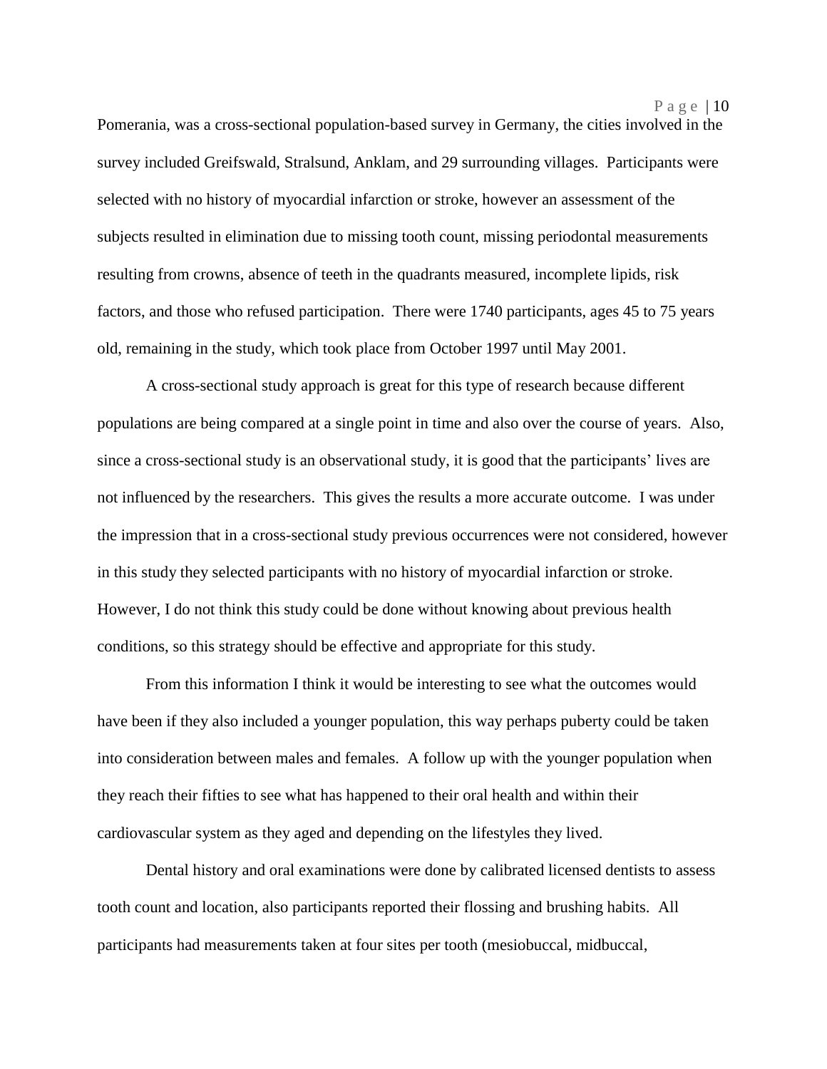Pomerania, was a cross-sectional population-based survey in Germany, the cities involved in the survey included Greifswald, Stralsund, Anklam, and 29 surrounding villages. Participants were selected with no history of myocardial infarction or stroke, however an assessment of the subjects resulted in elimination due to missing tooth count, missing periodontal measurements resulting from crowns, absence of teeth in the quadrants measured, incomplete lipids, risk factors, and those who refused participation. There were 1740 participants, ages 45 to 75 years old, remaining in the study, which took place from October 1997 until May 2001.

A cross-sectional study approach is great for this type of research because different populations are being compared at a single point in time and also over the course of years. Also, since a cross-sectional study is an observational study, it is good that the participants' lives are not influenced by the researchers. This gives the results a more accurate outcome. I was under the impression that in a cross-sectional study previous occurrences were not considered, however in this study they selected participants with no history of myocardial infarction or stroke. However, I do not think this study could be done without knowing about previous health conditions, so this strategy should be effective and appropriate for this study.

From this information I think it would be interesting to see what the outcomes would have been if they also included a younger population, this way perhaps puberty could be taken into consideration between males and females. A follow up with the younger population when they reach their fifties to see what has happened to their oral health and within their cardiovascular system as they aged and depending on the lifestyles they lived.

Dental history and oral examinations were done by calibrated licensed dentists to assess tooth count and location, also participants reported their flossing and brushing habits. All participants had measurements taken at four sites per tooth (mesiobuccal, midbuccal,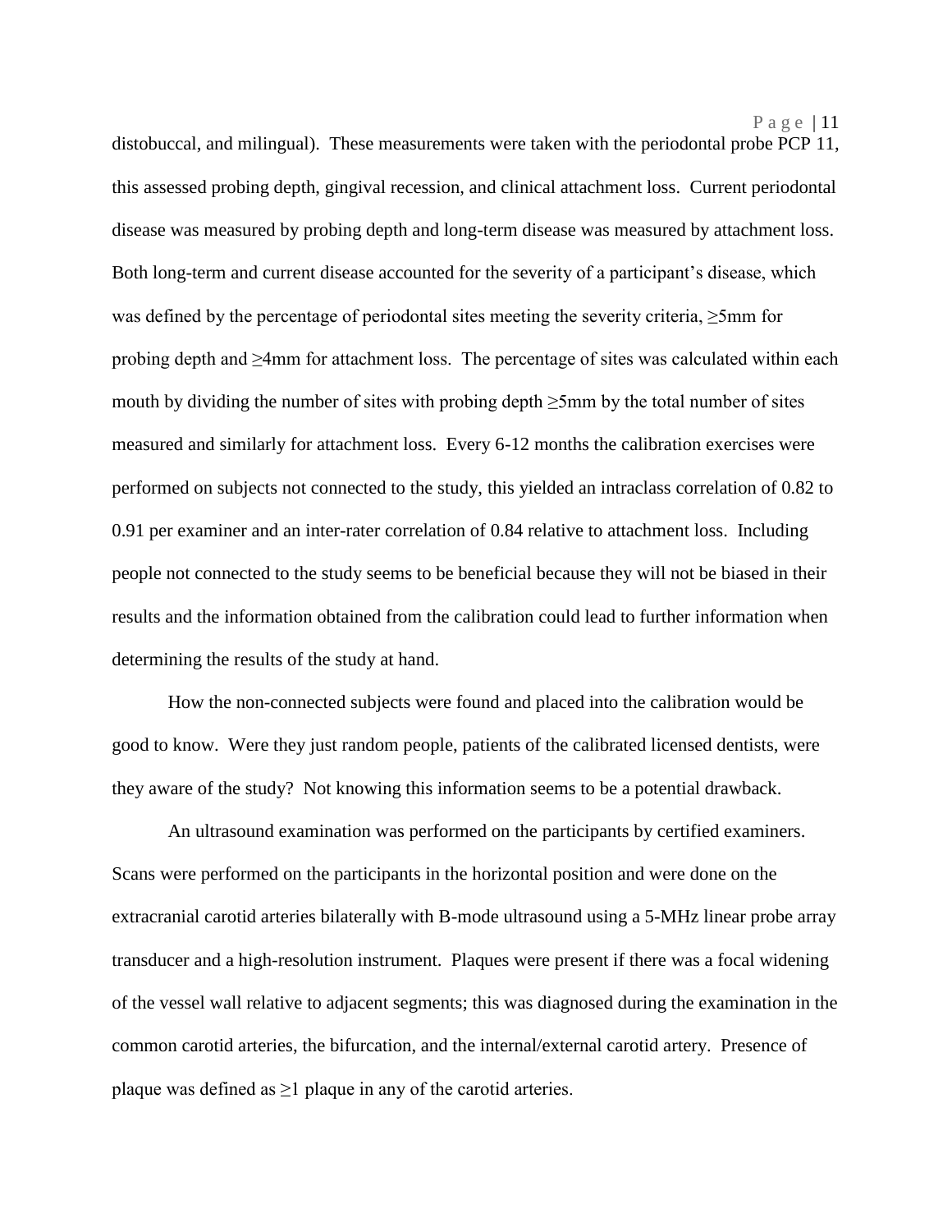distobuccal, and milingual). These measurements were taken with the periodontal probe PCP 11, this assessed probing depth, gingival recession, and clinical attachment loss. Current periodontal disease was measured by probing depth and long-term disease was measured by attachment loss. Both long-term and current disease accounted for the severity of a participant's disease, which was defined by the percentage of periodontal sites meeting the severity criteria, ≥5mm for probing depth and ≥4mm for attachment loss. The percentage of sites was calculated within each mouth by dividing the number of sites with probing depth ≥5mm by the total number of sites measured and similarly for attachment loss. Every 6-12 months the calibration exercises were performed on subjects not connected to the study, this yielded an intraclass correlation of 0.82 to 0.91 per examiner and an inter-rater correlation of 0.84 relative to attachment loss. Including people not connected to the study seems to be beneficial because they will not be biased in their results and the information obtained from the calibration could lead to further information when determining the results of the study at hand.

How the non-connected subjects were found and placed into the calibration would be good to know. Were they just random people, patients of the calibrated licensed dentists, were they aware of the study? Not knowing this information seems to be a potential drawback.

An ultrasound examination was performed on the participants by certified examiners. Scans were performed on the participants in the horizontal position and were done on the extracranial carotid arteries bilaterally with B-mode ultrasound using a 5-MHz linear probe array transducer and a high-resolution instrument. Plaques were present if there was a focal widening of the vessel wall relative to adjacent segments; this was diagnosed during the examination in the common carotid arteries, the bifurcation, and the internal/external carotid artery. Presence of plaque was defined as ≥1 plaque in any of the carotid arteries.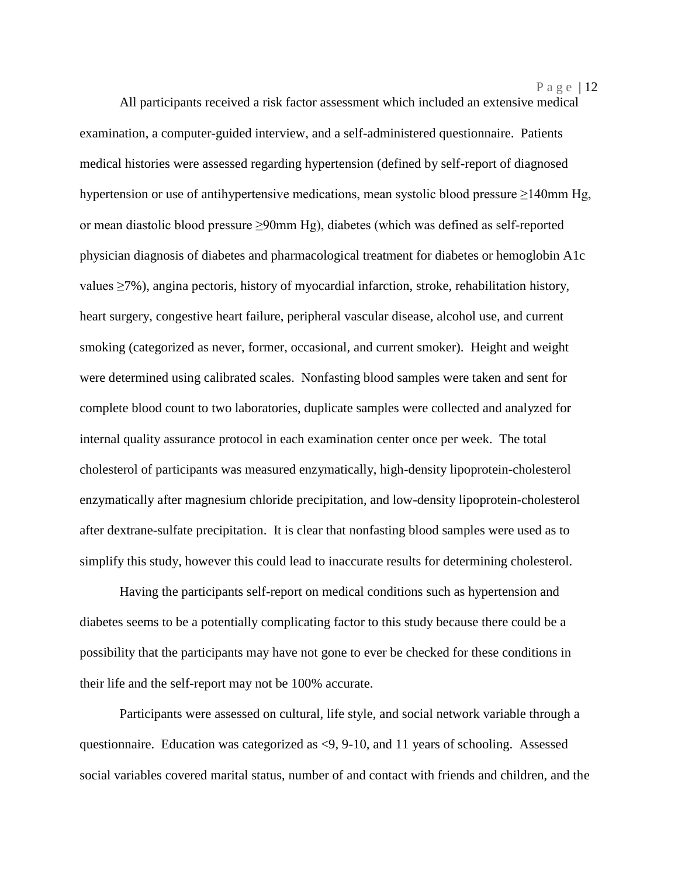All participants received a risk factor assessment which included an extensive medical examination, a computer-guided interview, and a self-administered questionnaire. Patients medical histories were assessed regarding hypertension (defined by self-report of diagnosed hypertension or use of antihypertensive medications, mean systolic blood pressure ≥140mm Hg, or mean diastolic blood pressure ≥90mm Hg), diabetes (which was defined as self-reported physician diagnosis of diabetes and pharmacological treatment for diabetes or hemoglobin A1c values ≥7%), angina pectoris, history of myocardial infarction, stroke, rehabilitation history, heart surgery, congestive heart failure, peripheral vascular disease, alcohol use, and current smoking (categorized as never, former, occasional, and current smoker). Height and weight were determined using calibrated scales. Nonfasting blood samples were taken and sent for complete blood count to two laboratories, duplicate samples were collected and analyzed for internal quality assurance protocol in each examination center once per week. The total cholesterol of participants was measured enzymatically, high-density lipoprotein-cholesterol enzymatically after magnesium chloride precipitation, and low-density lipoprotein-cholesterol after dextrane-sulfate precipitation. It is clear that nonfasting blood samples were used as to simplify this study, however this could lead to inaccurate results for determining cholesterol.

Having the participants self-report on medical conditions such as hypertension and diabetes seems to be a potentially complicating factor to this study because there could be a possibility that the participants may have not gone to ever be checked for these conditions in their life and the self-report may not be 100% accurate.

Participants were assessed on cultural, life style, and social network variable through a questionnaire. Education was categorized as <9, 9-10, and 11 years of schooling. Assessed social variables covered marital status, number of and contact with friends and children, and the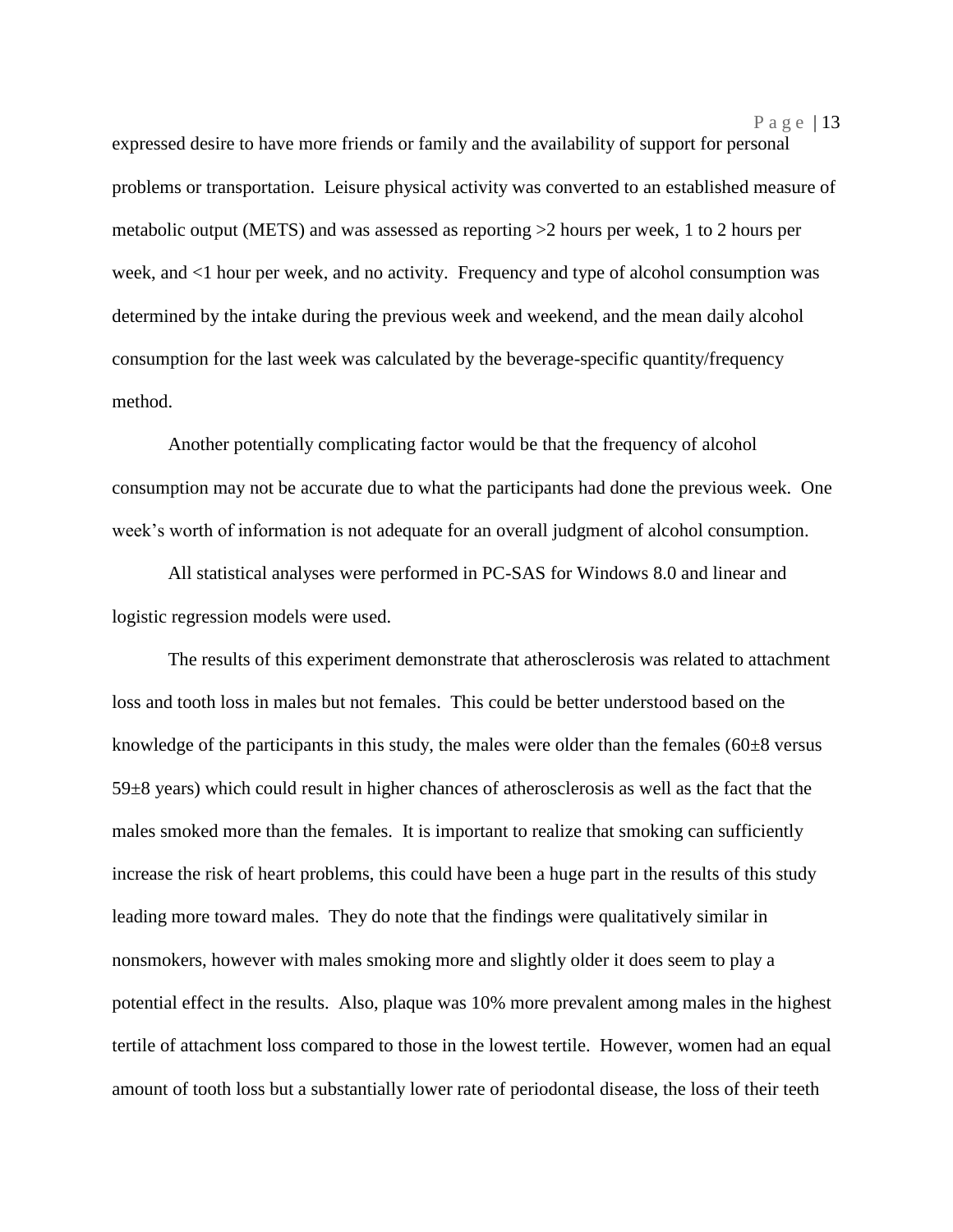expressed desire to have more friends or family and the availability of support for personal problems or transportation. Leisure physical activity was converted to an established measure of metabolic output (METS) and was assessed as reporting >2 hours per week, 1 to 2 hours per week, and <1 hour per week, and no activity. Frequency and type of alcohol consumption was determined by the intake during the previous week and weekend, and the mean daily alcohol consumption for the last week was calculated by the beverage-specific quantity/frequency method.

Another potentially complicating factor would be that the frequency of alcohol consumption may not be accurate due to what the participants had done the previous week. One week's worth of information is not adequate for an overall judgment of alcohol consumption.

All statistical analyses were performed in PC-SAS for Windows 8.0 and linear and logistic regression models were used.

The results of this experiment demonstrate that atherosclerosis was related to attachment loss and tooth loss in males but not females. This could be better understood based on the knowledge of the participants in this study, the males were older than the females ($60 \pm 8$ versus $59 \pm 8$ years) which could result in higher chances of atherosclerosis as well as the fact that the males smoked more than the females. It is important to realize that smoking can sufficiently increase the risk of heart problems, this could have been a huge part in the results of this study leading more toward males. They do note that the findings were qualitatively similar in nonsmokers, however with males smoking more and slightly older it does seem to play a potential effect in the results. Also, plaque was 10% more prevalent among males in the highest tertile of attachment loss compared to those in the lowest tertile. However, women had an equal amount of tooth loss but a substantially lower rate of periodontal disease, the loss of their teeth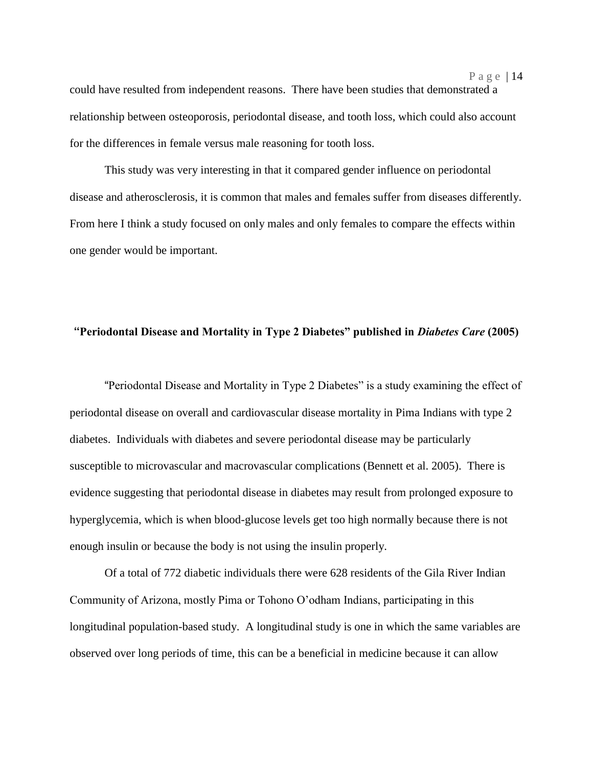could have resulted from independent reasons. There have been studies that demonstrated a relationship between osteoporosis, periodontal disease, and tooth loss, which could also account for the differences in female versus male reasoning for tooth loss.

This study was very interesting in that it compared gender influence on periodontal disease and atherosclerosis, it is common that males and females suffer from diseases differently. From here I think a study focused on only males and only females to compare the effects within one gender would be important.

### "Periodontal Disease and Mortality in Type 2 Diabetes" published in *Diabetes Care* (2005)

"Periodontal Disease and Mortality in Type 2 Diabetes" is a study examining the effect of periodontal disease on overall and cardiovascular disease mortality in Pima Indians with type 2 diabetes. Individuals with diabetes and severe periodontal disease may be particularly susceptible to microvascular and macrovascular complications (Bennett et al. 2005). There is evidence suggesting that periodontal disease in diabetes may result from prolonged exposure to hyperglycemia, which is when blood-glucose levels get too high normally because there is not enough insulin or because the body is not using the insulin properly.

Of a total of 772 diabetic individuals there were 628 residents of the Gila River Indian Community of Arizona, mostly Pima or Tohono O'odham Indians, participating in this longitudinal population-based study. A longitudinal study is one in which the same variables are observed over long periods of time, this can be a beneficial in medicine because it can allow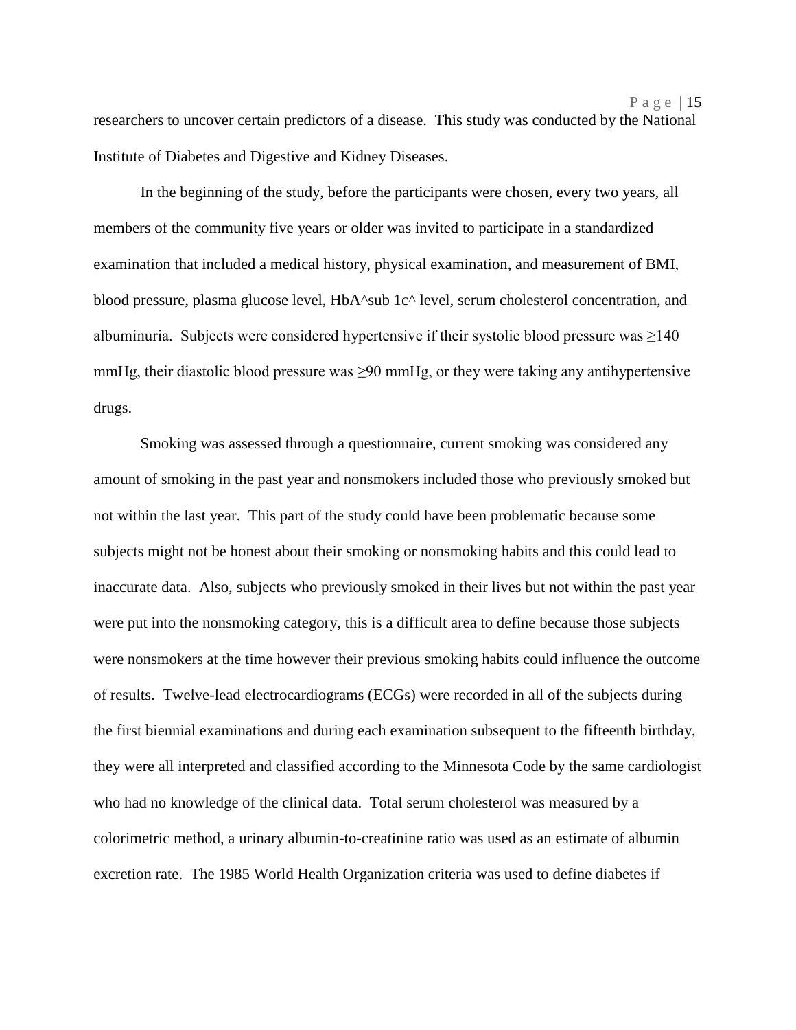researchers to uncover certain predictors of a disease. This study was conducted by the National Institute of Diabetes and Digestive and Kidney Diseases.

In the beginning of the study, before the participants were chosen, every two years, all members of the community five years or older was invited to participate in a standardized examination that included a medical history, physical examination, and measurement of BMI, blood pressure, plasma glucose level, HbA^sub 1c^ level, serum cholesterol concentration, and albuminuria. Subjects were considered hypertensive if their systolic blood pressure was ≥140 mmHg, their diastolic blood pressure was ≥90 mmHg, or they were taking any antihypertensive drugs.

Smoking was assessed through a questionnaire, current smoking was considered any amount of smoking in the past year and nonsmokers included those who previously smoked but not within the last year. This part of the study could have been problematic because some subjects might not be honest about their smoking or nonsmoking habits and this could lead to inaccurate data. Also, subjects who previously smoked in their lives but not within the past year were put into the nonsmoking category, this is a difficult area to define because those subjects were nonsmokers at the time however their previous smoking habits could influence the outcome of results. Twelve-lead electrocardiograms (ECGs) were recorded in all of the subjects during the first biennial examinations and during each examination subsequent to the fifteenth birthday, they were all interpreted and classified according to the Minnesota Code by the same cardiologist who had no knowledge of the clinical data. Total serum cholesterol was measured by a colorimetric method, a urinary albumin-to-creatinine ratio was used as an estimate of albumin excretion rate. The 1985 World Health Organization criteria was used to define diabetes if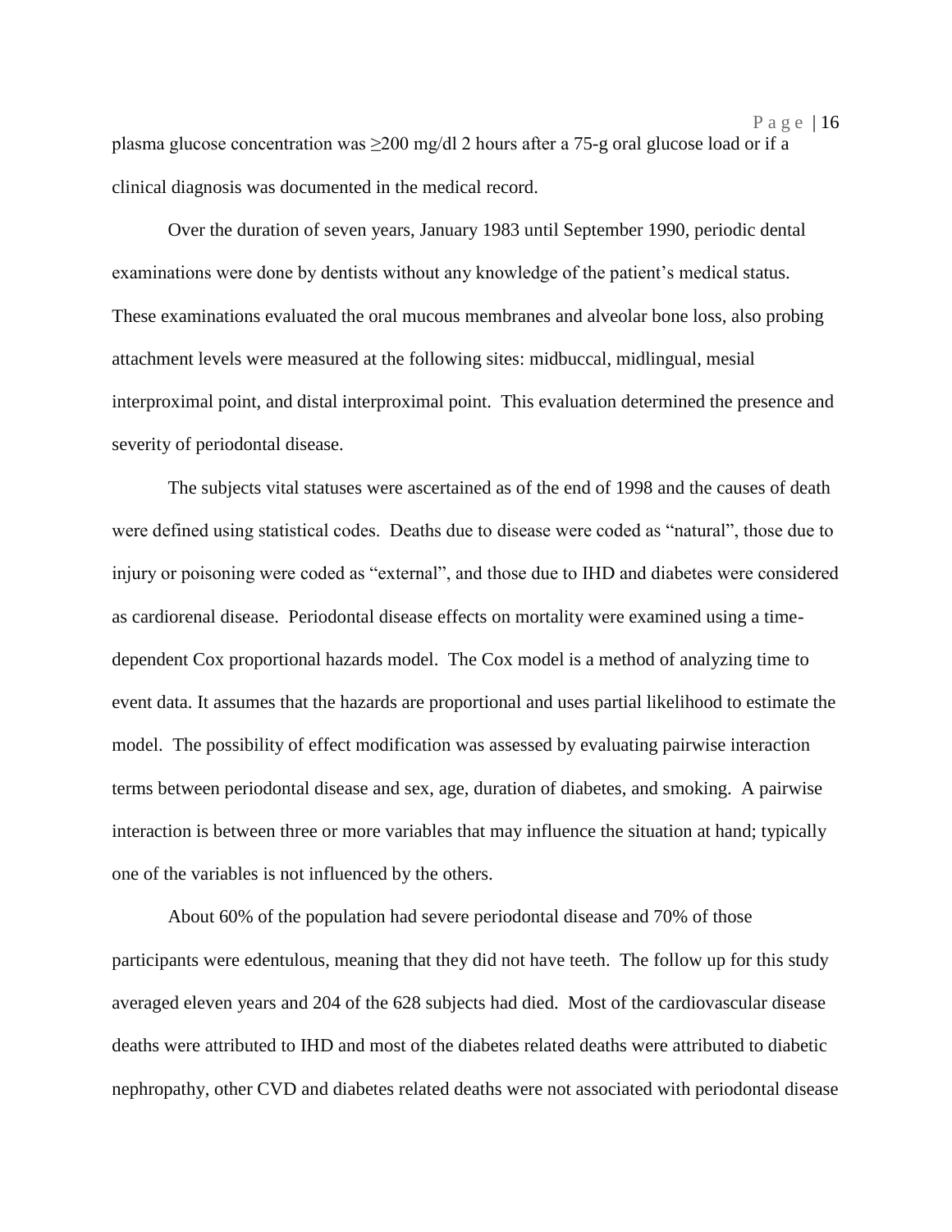plasma glucose concentration was $\geq$200 mg/dl 2 hours after a 75-g oral glucose load or if a clinical diagnosis was documented in the medical record.

Over the duration of seven years, January 1983 until September 1990, periodic dental examinations were done by dentists without any knowledge of the patient's medical status. These examinations evaluated the oral mucous membranes and alveolar bone loss, also probing attachment levels were measured at the following sites: midbuccal, midlingual, mesial interproximal point, and distal interproximal point. This evaluation determined the presence and severity of periodontal disease.

The subjects vital statuses were ascertained as of the end of 1998 and the causes of death were defined using statistical codes. Deaths due to disease were coded as "natural", those due to injury or poisoning were coded as "external", and those due to IHD and diabetes were considered as cardiorenal disease. Periodontal disease effects on mortality were examined using a time-dependent Cox proportional hazards model. The Cox model is a method of analyzing time to event data. It assumes that the hazards are proportional and uses partial likelihood to estimate the model. The possibility of effect modification was assessed by evaluating pairwise interaction terms between periodontal disease and sex, age, duration of diabetes, and smoking. A pairwise interaction is between three or more variables that may influence the situation at hand; typically one of the variables is not influenced by the others.

About 60% of the population had severe periodontal disease and 70% of those participants were edentulous, meaning that they did not have teeth. The follow up for this study averaged eleven years and 204 of the 628 subjects had died. Most of the cardiovascular disease deaths were attributed to IHD and most of the diabetes related deaths were attributed to diabetic nephropathy, other CVD and diabetes related deaths were not associated with periodontal disease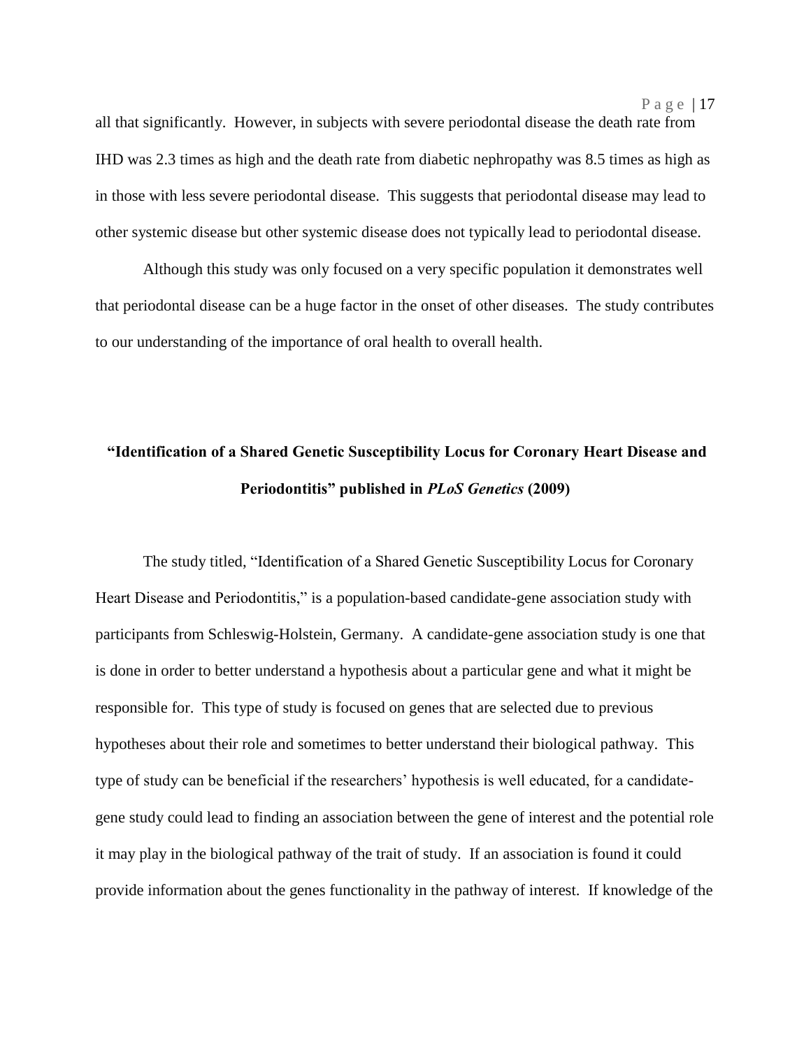all that significantly. However, in subjects with severe periodontal disease the death rate from IHD was 2.3 times as high and the death rate from diabetic nephropathy was 8.5 times as high as in those with less severe periodontal disease. This suggests that periodontal disease may lead to other systemic disease but other systemic disease does not typically lead to periodontal disease.

Although this study was only focused on a very specific population it demonstrates well that periodontal disease can be a huge factor in the onset of other diseases. The study contributes to our understanding of the importance of oral health to overall health.

## "Identification of a Shared Genetic Susceptibility Locus for Coronary Heart Disease and Periodontitis" published in *PLoS Genetics* (2009)

The study titled, "Identification of a Shared Genetic Susceptibility Locus for Coronary Heart Disease and Periodontitis," is a population-based candidate-gene association study with participants from Schleswig-Holstein, Germany. A candidate-gene association study is one that is done in order to better understand a hypothesis about a particular gene and what it might be responsible for. This type of study is focused on genes that are selected due to previous hypotheses about their role and sometimes to better understand their biological pathway. This type of study can be beneficial if the researchers' hypothesis is well educated, for a candidate-gene study could lead to finding an association between the gene of interest and the potential role it may play in the biological pathway of the trait of study. If an association is found it could provide information about the genes functionality in the pathway of interest. If knowledge of the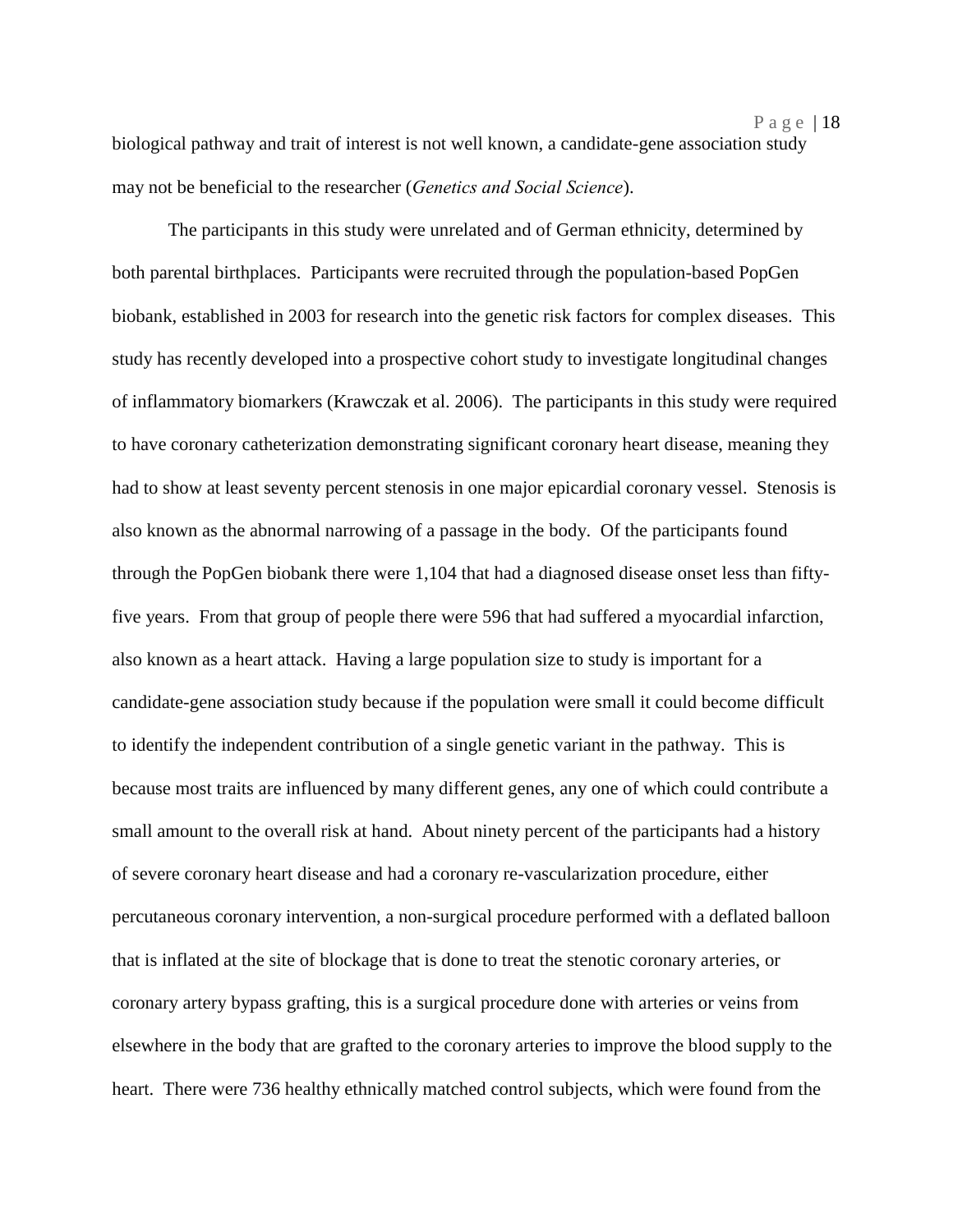biological pathway and trait of interest is not well known, a candidate-gene association study may not be beneficial to the researcher (*Genetics and Social Science*).

The participants in this study were unrelated and of German ethnicity, determined by both parental birthplaces. Participants were recruited through the population-based PopGen biobank, established in 2003 for research into the genetic risk factors for complex diseases. This study has recently developed into a prospective cohort study to investigate longitudinal changes of inflammatory biomarkers (Krawczak et al. 2006). The participants in this study were required to have coronary catheterization demonstrating significant coronary heart disease, meaning they had to show at least seventy percent stenosis in one major epicardial coronary vessel. Stenosis is also known as the abnormal narrowing of a passage in the body. Of the participants found through the PopGen biobank there were 1,104 that had a diagnosed disease onset less than fifty-five years. From that group of people there were 596 that had suffered a myocardial infarction, also known as a heart attack. Having a large population size to study is important for a candidate-gene association study because if the population were small it could become difficult to identify the independent contribution of a single genetic variant in the pathway. This is because most traits are influenced by many different genes, any one of which could contribute a small amount to the overall risk at hand. About ninety percent of the participants had a history of severe coronary heart disease and had a coronary re-vascularization procedure, either percutaneous coronary intervention, a non-surgical procedure performed with a deflated balloon that is inflated at the site of blockage that is done to treat the stenotic coronary arteries, or coronary artery bypass grafting, this is a surgical procedure done with arteries or veins from elsewhere in the body that are grafted to the coronary arteries to improve the blood supply to the heart. There were 736 healthy ethnically matched control subjects, which were found from the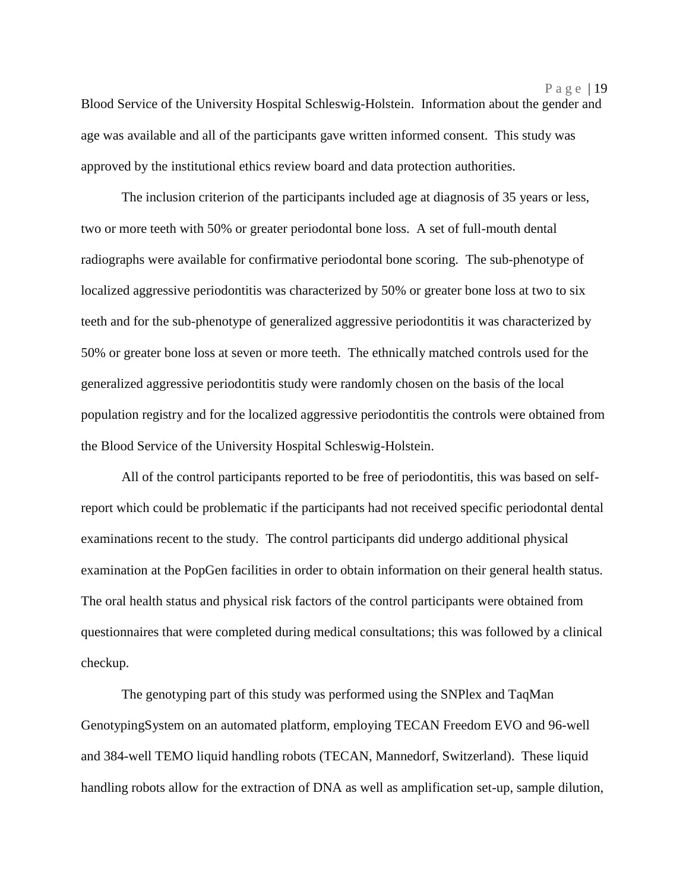Blood Service of the University Hospital Schleswig-Holstein. Information about the gender and age was available and all of the participants gave written informed consent. This study was approved by the institutional ethics review board and data protection authorities.

The inclusion criterion of the participants included age at diagnosis of 35 years or less, two or more teeth with 50% or greater periodontal bone loss. A set of full-mouth dental radiographs were available for confirmative periodontal bone scoring. The sub-phenotype of localized aggressive periodontitis was characterized by 50% or greater bone loss at two to six teeth and for the sub-phenotype of generalized aggressive periodontitis it was characterized by 50% or greater bone loss at seven or more teeth. The ethnically matched controls used for the generalized aggressive periodontitis study were randomly chosen on the basis of the local population registry and for the localized aggressive periodontitis the controls were obtained from the Blood Service of the University Hospital Schleswig-Holstein.

All of the control participants reported to be free of periodontitis, this was based on self-report which could be problematic if the participants had not received specific periodontal dental examinations recent to the study. The control participants did undergo additional physical examination at the PopGen facilities in order to obtain information on their general health status. The oral health status and physical risk factors of the control participants were obtained from questionnaires that were completed during medical consultations; this was followed by a clinical checkup.

The genotyping part of this study was performed using the SNPlex and TaqMan GenotypingSystem on an automated platform, employing TECAN Freedom EVO and 96-well and 384-well TEMO liquid handling robots (TECAN, Mannedorf, Switzerland). These liquid handling robots allow for the extraction of DNA as well as amplification set-up, sample dilution,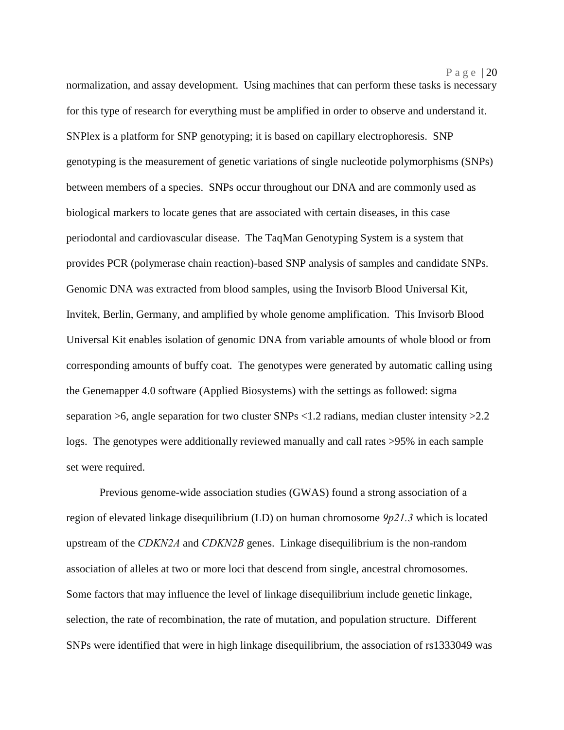normalization, and assay development. Using machines that can perform these tasks is necessary for this type of research for everything must be amplified in order to observe and understand it. SNPlex is a platform for SNP genotyping; it is based on capillary electrophoresis. SNP genotyping is the measurement of genetic variations of single nucleotide polymorphisms (SNPs) between members of a species. SNPs occur throughout our DNA and are commonly used as biological markers to locate genes that are associated with certain diseases, in this case periodontal and cardiovascular disease. The TaqMan Genotyping System is a system that provides PCR (polymerase chain reaction)-based SNP analysis of samples and candidate SNPs. Genomic DNA was extracted from blood samples, using the Invisorb Blood Universal Kit, Invitek, Berlin, Germany, and amplified by whole genome amplification. This Invisorb Blood Universal Kit enables isolation of genomic DNA from variable amounts of whole blood or from corresponding amounts of buffy coat. The genotypes were generated by automatic calling using the Genemapper 4.0 software (Applied Biosystems) with the settings as followed: sigma separation >6, angle separation for two cluster SNPs <1.2 radians, median cluster intensity >2.2 logs. The genotypes were additionally reviewed manually and call rates >95% in each sample set were required.

Previous genome-wide association studies (GWAS) found a strong association of a region of elevated linkage disequilibrium (LD) on human chromosome *9p21.3* which is located upstream of the *CDKN2A* and *CDKN2B* genes. Linkage disequilibrium is the non-random association of alleles at two or more loci that descend from single, ancestral chromosomes. Some factors that may influence the level of linkage disequilibrium include genetic linkage, selection, the rate of recombination, the rate of mutation, and population structure. Different SNPs were identified that were in high linkage disequilibrium, the association of rs1333049 was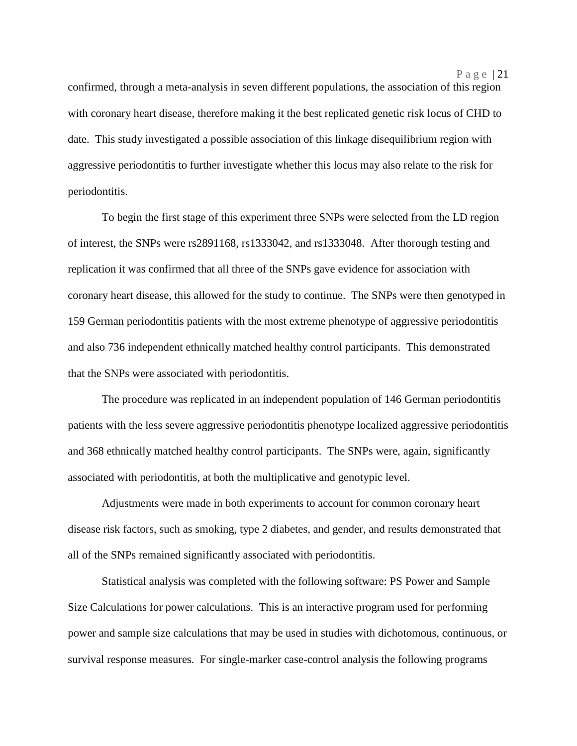confirmed, through a meta-analysis in seven different populations, the association of this region with coronary heart disease, therefore making it the best replicated genetic risk locus of CHD to date. This study investigated a possible association of this linkage disequilibrium region with aggressive periodontitis to further investigate whether this locus may also relate to the risk for periodontitis.

To begin the first stage of this experiment three SNPs were selected from the LD region of interest, the SNPs were rs2891168, rs1333042, and rs1333048. After thorough testing and replication it was confirmed that all three of the SNPs gave evidence for association with coronary heart disease, this allowed for the study to continue. The SNPs were then genotyped in 159 German periodontitis patients with the most extreme phenotype of aggressive periodontitis and also 736 independent ethnically matched healthy control participants. This demonstrated that the SNPs were associated with periodontitis.

The procedure was replicated in an independent population of 146 German periodontitis patients with the less severe aggressive periodontitis phenotype localized aggressive periodontitis and 368 ethnically matched healthy control participants. The SNPs were, again, significantly associated with periodontitis, at both the multiplicative and genotypic level.

Adjustments were made in both experiments to account for common coronary heart disease risk factors, such as smoking, type 2 diabetes, and gender, and results demonstrated that all of the SNPs remained significantly associated with periodontitis.

Statistical analysis was completed with the following software: PS Power and Sample Size Calculations for power calculations. This is an interactive program used for performing power and sample size calculations that may be used in studies with dichotomous, continuous, or survival response measures. For single-marker case-control analysis the following programs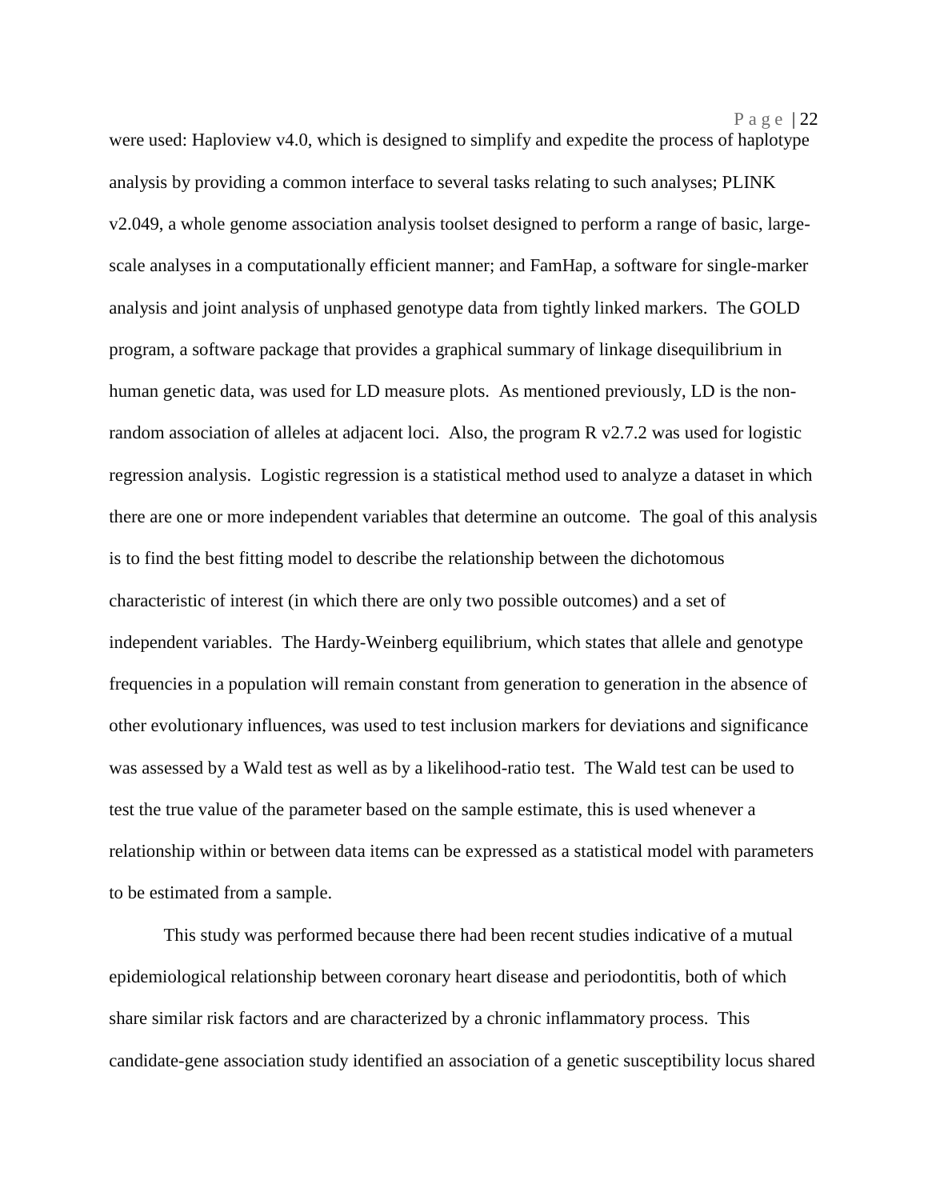were used: Haploview v4.0, which is designed to simplify and expedite the process of haplotype analysis by providing a common interface to several tasks relating to such analyses; PLINK v2.049, a whole genome association analysis toolset designed to perform a range of basic, large-scale analyses in a computationally efficient manner; and FamHap, a software for single-marker analysis and joint analysis of unphased genotype data from tightly linked markers. The GOLD program, a software package that provides a graphical summary of linkage disequilibrium in human genetic data, was used for LD measure plots. As mentioned previously, LD is the non-random association of alleles at adjacent loci. Also, the program R v2.7.2 was used for logistic regression analysis. Logistic regression is a statistical method used to analyze a dataset in which there are one or more independent variables that determine an outcome. The goal of this analysis is to find the best fitting model to describe the relationship between the dichotomous characteristic of interest (in which there are only two possible outcomes) and a set of independent variables. The Hardy-Weinberg equilibrium, which states that allele and genotype frequencies in a population will remain constant from generation to generation in the absence of other evolutionary influences, was used to test inclusion markers for deviations and significance was assessed by a Wald test as well as by a likelihood-ratio test. The Wald test can be used to test the true value of the parameter based on the sample estimate, this is used whenever a relationship within or between data items can be expressed as a statistical model with parameters to be estimated from a sample.

This study was performed because there had been recent studies indicative of a mutual epidemiological relationship between coronary heart disease and periodontitis, both of which share similar risk factors and are characterized by a chronic inflammatory process. This candidate-gene association study identified an association of a genetic susceptibility locus shared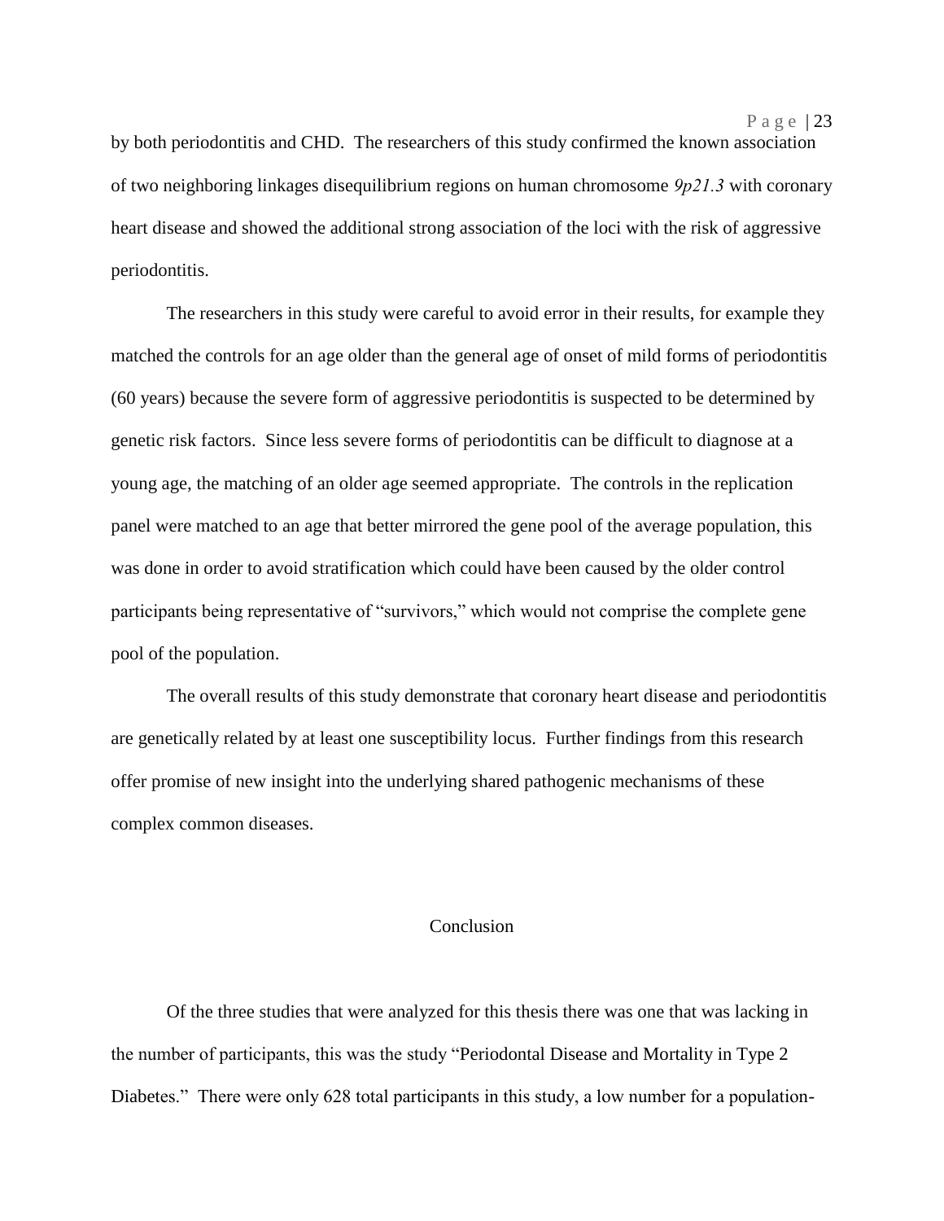by both periodontitis and CHD. The researchers of this study confirmed the known association of two neighboring linkages disequilibrium regions on human chromosome *9p21.3* with coronary heart disease and showed the additional strong association of the loci with the risk of aggressive periodontitis.

The researchers in this study were careful to avoid error in their results, for example they matched the controls for an age older than the general age of onset of mild forms of periodontitis (60 years) because the severe form of aggressive periodontitis is suspected to be determined by genetic risk factors. Since less severe forms of periodontitis can be difficult to diagnose at a young age, the matching of an older age seemed appropriate. The controls in the replication panel were matched to an age that better mirrored the gene pool of the average population, this was done in order to avoid stratification which could have been caused by the older control participants being representative of "survivors," which would not comprise the complete gene pool of the population.

The overall results of this study demonstrate that coronary heart disease and periodontitis are genetically related by at least one susceptibility locus. Further findings from this research offer promise of new insight into the underlying shared pathogenic mechanisms of these complex common diseases.

## Conclusion

Of the three studies that were analyzed for this thesis there was one that was lacking in the number of participants, this was the study "Periodontal Disease and Mortality in Type 2 Diabetes." There were only 628 total participants in this study, a low number for a population-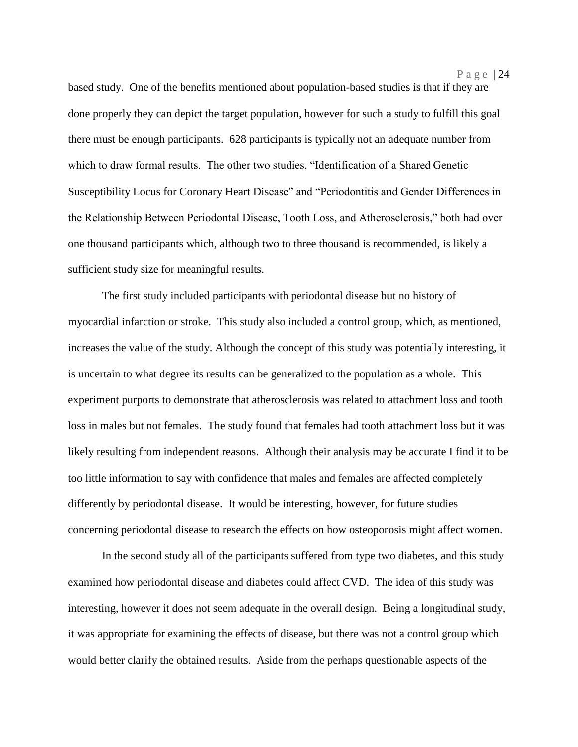based study. One of the benefits mentioned about population-based studies is that if they are done properly they can depict the target population, however for such a study to fulfill this goal there must be enough participants. 628 participants is typically not an adequate number from which to draw formal results. The other two studies, "Identification of a Shared Genetic Susceptibility Locus for Coronary Heart Disease" and "Periodontitis and Gender Differences in the Relationship Between Periodontal Disease, Tooth Loss, and Atherosclerosis," both had over one thousand participants which, although two to three thousand is recommended, is likely a sufficient study size for meaningful results.

The first study included participants with periodontal disease but no history of myocardial infarction or stroke. This study also included a control group, which, as mentioned, increases the value of the study. Although the concept of this study was potentially interesting, it is uncertain to what degree its results can be generalized to the population as a whole. This experiment purports to demonstrate that atherosclerosis was related to attachment loss and tooth loss in males but not females. The study found that females had tooth attachment loss but it was likely resulting from independent reasons. Although their analysis may be accurate I find it to be too little information to say with confidence that males and females are affected completely differently by periodontal disease. It would be interesting, however, for future studies concerning periodontal disease to research the effects on how osteoporosis might affect women.

In the second study all of the participants suffered from type two diabetes, and this study examined how periodontal disease and diabetes could affect CVD. The idea of this study was interesting, however it does not seem adequate in the overall design. Being a longitudinal study, it was appropriate for examining the effects of disease, but there was not a control group which would better clarify the obtained results. Aside from the perhaps questionable aspects of the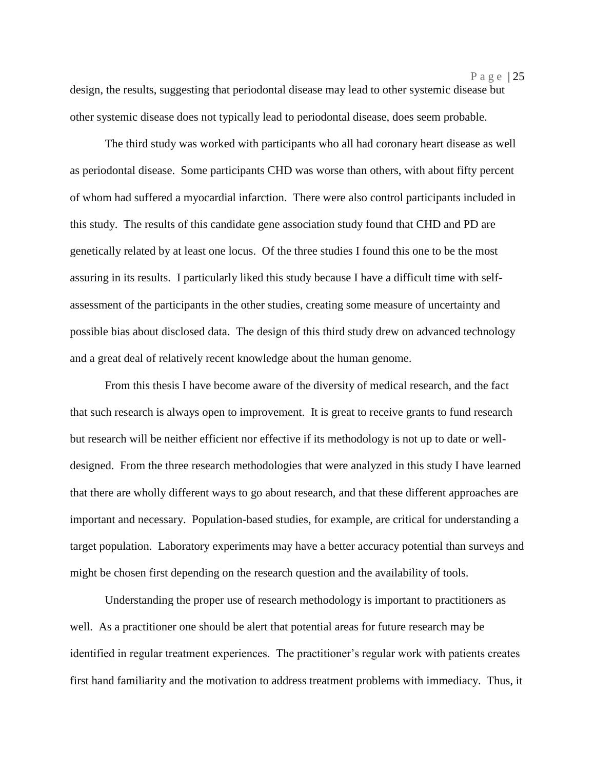design, the results, suggesting that periodontal disease may lead to other systemic disease but other systemic disease does not typically lead to periodontal disease, does seem probable.

The third study was worked with participants who all had coronary heart disease as well as periodontal disease. Some participants CHD was worse than others, with about fifty percent of whom had suffered a myocardial infarction. There were also control participants included in this study. The results of this candidate gene association study found that CHD and PD are genetically related by at least one locus. Of the three studies I found this one to be the most assuring in its results. I particularly liked this study because I have a difficult time with self-assessment of the participants in the other studies, creating some measure of uncertainty and possible bias about disclosed data. The design of this third study drew on advanced technology and a great deal of relatively recent knowledge about the human genome.

From this thesis I have become aware of the diversity of medical research, and the fact that such research is always open to improvement. It is great to receive grants to fund research but research will be neither efficient nor effective if its methodology is not up to date or well-designed. From the three research methodologies that were analyzed in this study I have learned that there are wholly different ways to go about research, and that these different approaches are important and necessary. Population-based studies, for example, are critical for understanding a target population. Laboratory experiments may have a better accuracy potential than surveys and might be chosen first depending on the research question and the availability of tools.

Understanding the proper use of research methodology is important to practitioners as well. As a practitioner one should be alert that potential areas for future research may be identified in regular treatment experiences. The practitioner's regular work with patients creates first hand familiarity and the motivation to address treatment problems with immediacy. Thus, it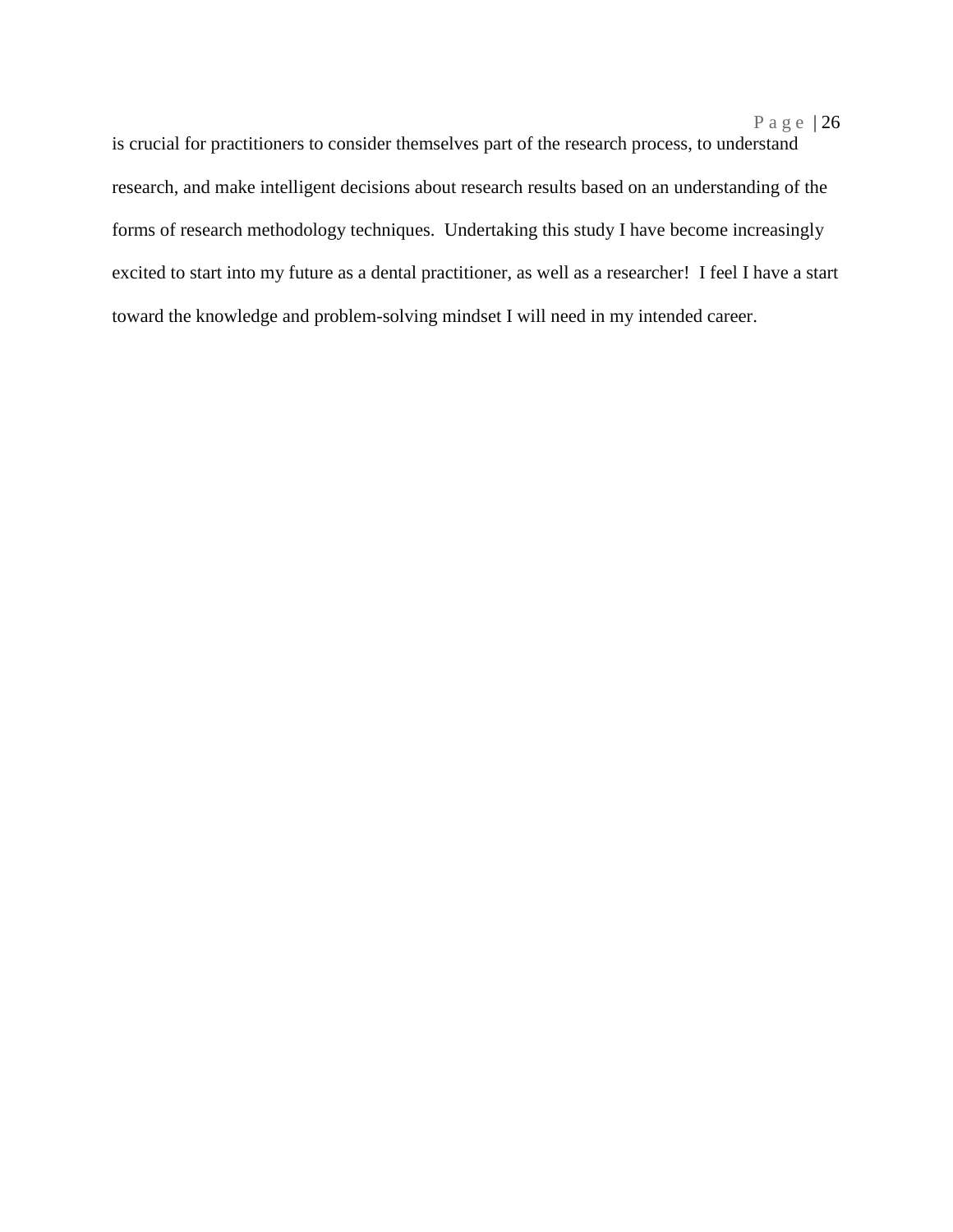is crucial for practitioners to consider themselves part of the research process, to understand research, and make intelligent decisions about research results based on an understanding of the forms of research methodology techniques.  Undertaking this study I have become increasingly excited to start into my future as a dental practitioner, as well as a researcher!  I feel I have a start toward the knowledge and problem-solving mindset I will need in my intended career.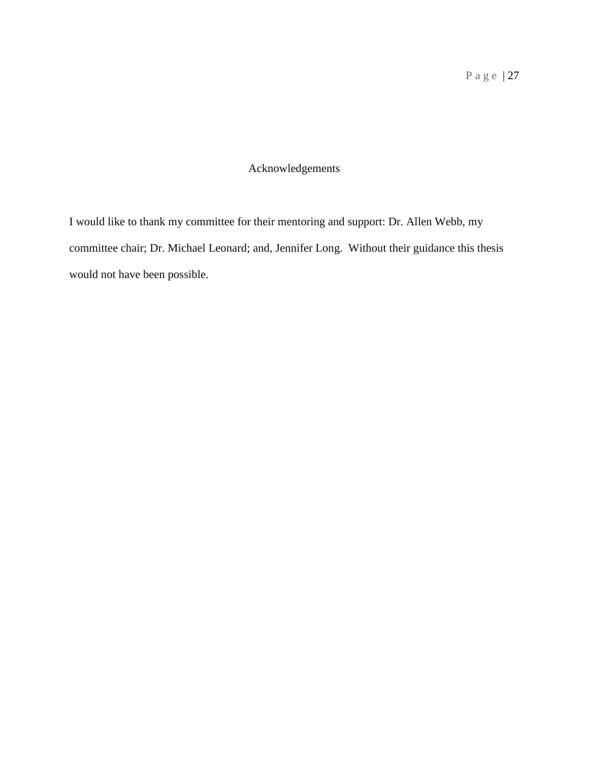# Acknowledgements

I would like to thank my committee for their mentoring and support: Dr. Allen Webb, my committee chair; Dr. Michael Leonard; and, Jennifer Long.  Without their guidance this thesis would not have been possible.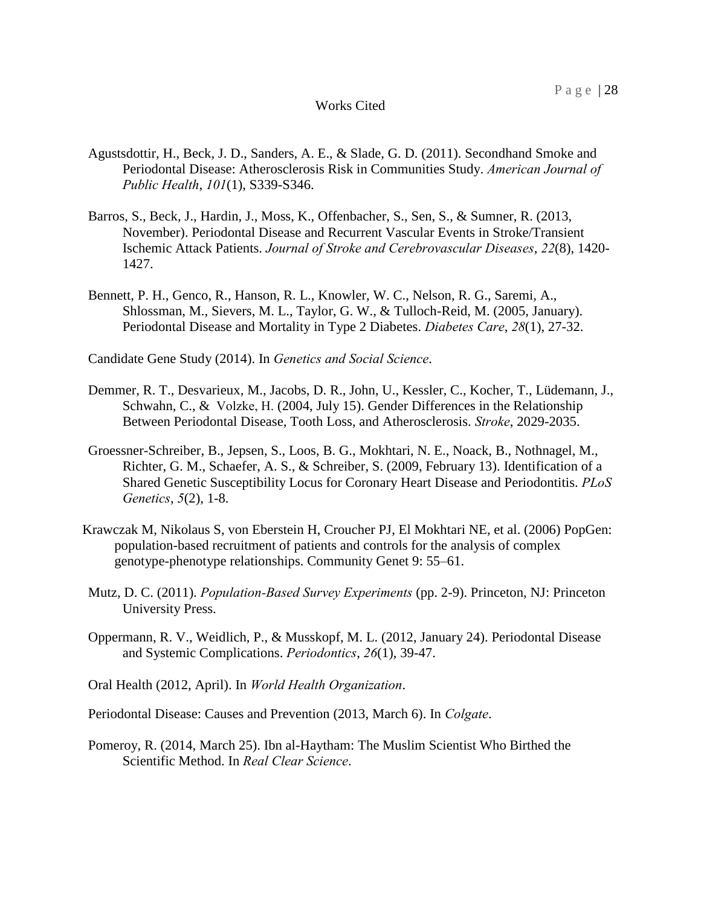# Works Cited

Agustsdottir, H., Beck, J. D., Sanders, A. E., & Slade, G. D. (2011). Secondhand Smoke and Periodontal Disease: Atherosclerosis Risk in Communities Study. *American Journal of Public Health*, *101*(1), S339-S346.

Barros, S., Beck, J., Hardin, J., Moss, K., Offenbacher, S., Sen, S., & Sumner, R. (2013, November). Periodontal Disease and Recurrent Vascular Events in Stroke/Transient Ischemic Attack Patients. *Journal of Stroke and Cerebrovascular Diseases*, *22*(8), 1420-1427.

Bennett, P. H., Genco, R., Hanson, R. L., Knowler, W. C., Nelson, R. G., Saremi, A., Shlossman, M., Sievers, M. L., Taylor, G. W., & Tulloch-Reid, M. (2005, January). Periodontal Disease and Mortality in Type 2 Diabetes. *Diabetes Care*, *28*(1), 27-32.

Candidate Gene Study (2014). In *Genetics and Social Science*.

Demmer, R. T., Desvarieux, M., Jacobs, D. R., John, U., Kessler, C., Kocher, T., Lüdemann, J., Schwahn, C., & Volzke, H. (2004, July 15). Gender Differences in the Relationship Between Periodontal Disease, Tooth Loss, and Atherosclerosis. *Stroke*, 2029-2035.

Groessner-Schreiber, B., Jepsen, S., Loos, B. G., Mokhtari, N. E., Noack, B., Nothnagel, M., Richter, G. M., Schaefer, A. S., & Schreiber, S. (2009, February 13). Identification of a Shared Genetic Susceptibility Locus for Coronary Heart Disease and Periodontitis. *PLoS Genetics*, *5*(2), 1-8.

Krawczak M, Nikolaus S, von Eberstein H, Croucher PJ, El Mokhtari NE, et al. (2006) PopGen: population-based recruitment of patients and controls for the analysis of complex genotype-phenotype relationships. Community Genet 9: 55–61.

Mutz, D. C. (2011). *Population-Based Survey Experiments* (pp. 2-9). Princeton, NJ: Princeton University Press.

Oppermann, R. V., Weidlich, P., & Musskopf, M. L. (2012, January 24). Periodontal Disease and Systemic Complications. *Periodontics*, *26*(1), 39-47.

Oral Health (2012, April). In *World Health Organization*.

Periodontal Disease: Causes and Prevention (2013, March 6). In *Colgate*.

Pomeroy, R. (2014, March 25). Ibn al-Haytham: The Muslim Scientist Who Birthed the Scientific Method. In *Real Clear Science*.